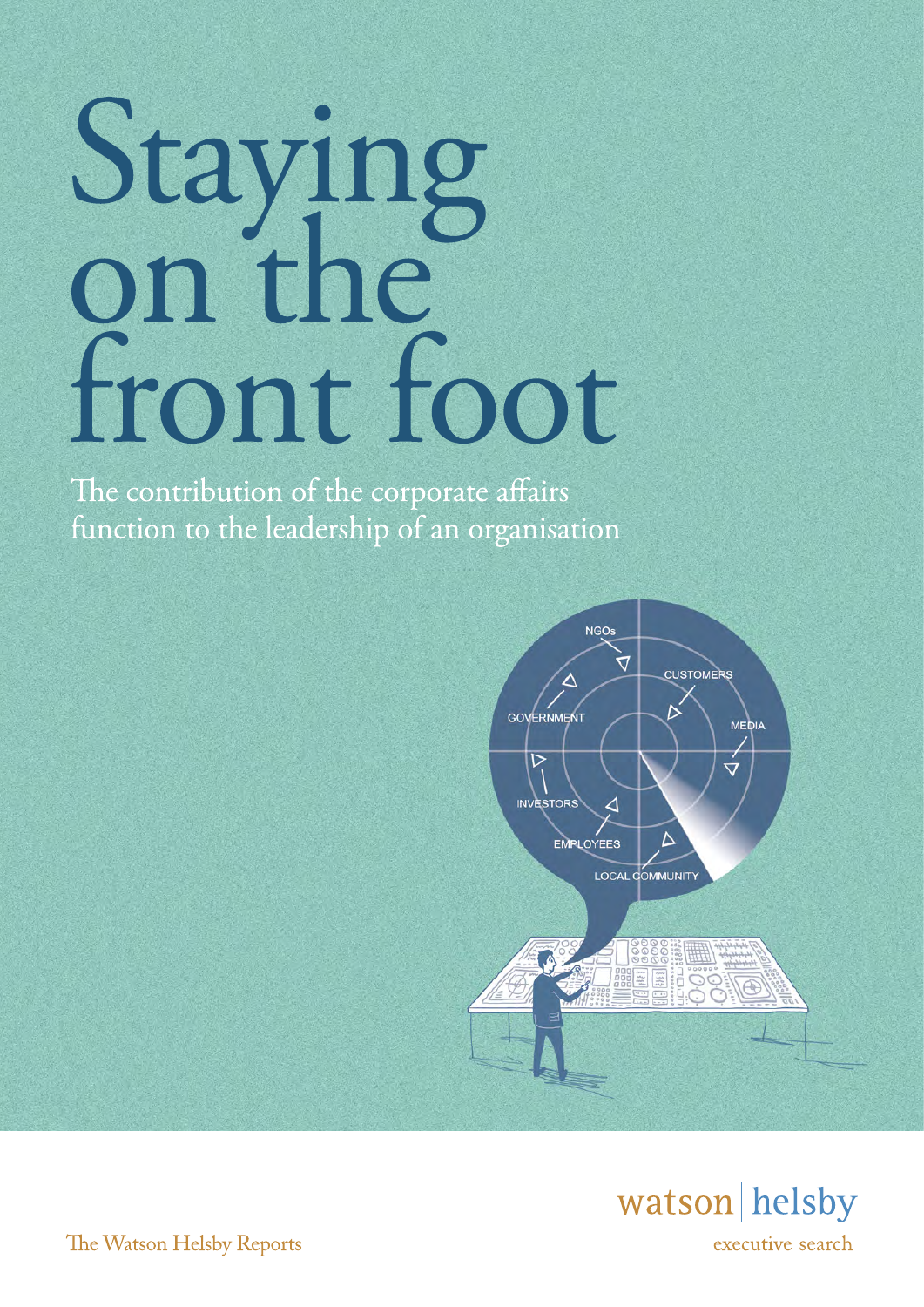# Staying on the front foot

The contribution of the corporate affairs function to the leadership of an organisation

watson | helsby

executive search

The Watson Helsby Reports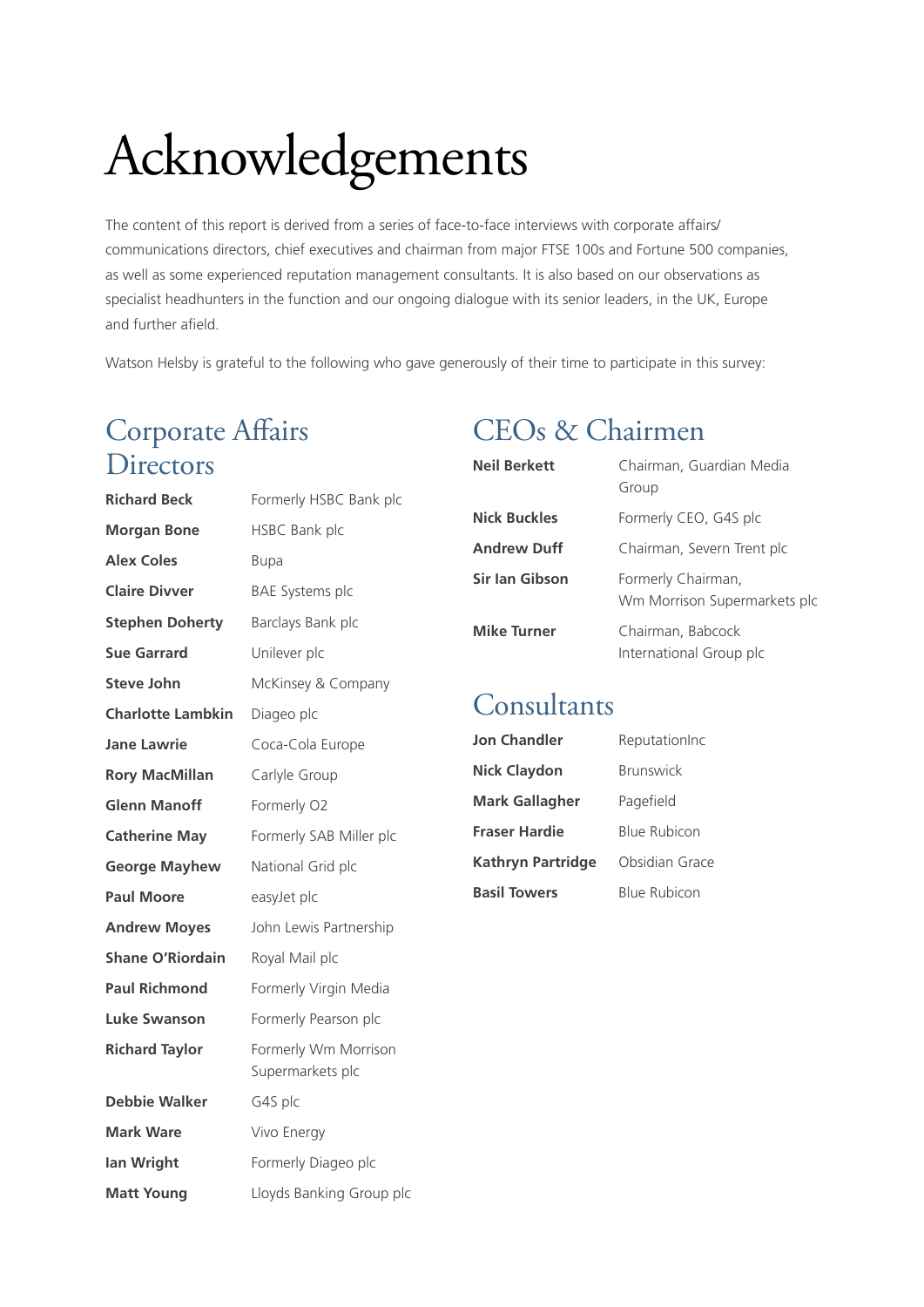# Acknowledgements

The content of this report is derived from a series of face-to-face interviews with corporate affairs/communications directors, chief executives and chairman from major FTSE 100s and Fortune 500 companies, as well as some experienced reputation management consultants. It is also based on our observations as specialist headhunters in the function and our ongoing dialogue with its senior leaders, in the UK, Europe and further afield.

Watson Helsby is grateful to the following who gave generously of their time to participate in this survey:

## Corporate Affairs Directors

| | |
|---|---|
| **Richard Beck** | Formerly HSBC Bank plc |
| **Morgan Bone** | HSBC Bank plc |
| **Alex Coles** | Bupa |
| **Claire Divver** | BAE Systems plc |
| **Stephen Doherty** | Barclays Bank plc |
| **Sue Garrard** | Unilever plc |
| **Steve John** | McKinsey & Company |
| **Charlotte Lambkin** | Diageo plc |
| **Jane Lawrie** | Coca-Cola Europe |
| **Rory MacMillan** | Carlyle Group |
| **Glenn Manoff** | Formerly O2 |
| **Catherine May** | Formerly SAB Miller plc |
| **George Mayhew** | National Grid plc |
| **Paul Moore** | easyJet plc |
| **Andrew Moyes** | John Lewis Partnership |
| **Shane O'Riordain** | Royal Mail plc |
| **Paul Richmond** | Formerly Virgin Media |
| **Luke Swanson** | Formerly Pearson plc |
| **Richard Taylor** | Formerly Wm Morrison Supermarkets plc |
| **Debbie Walker** | G4S plc |
| **Mark Ware** | Vivo Energy |
| **Ian Wright** | Formerly Diageo plc |
| **Matt Young** | Lloyds Banking Group plc |

## CEOs & Chairmen

| | |
|---|---|
| **Neil Berkett** | Chairman, Guardian Media Group |
| **Nick Buckles** | Formerly CEO, G4S plc |
| **Andrew Duff** | Chairman, Severn Trent plc |
| **Sir Ian Gibson** | Formerly Chairman, Wm Morrison Supermarkets plc |
| **Mike Turner** | Chairman, Babcock International Group plc |

## Consultants

| | |
|---|---|
| **Jon Chandler** | ReputationInc |
| **Nick Claydon** | Brunswick |
| **Mark Gallagher** | Pagefield |
| **Fraser Hardie** | Blue Rubicon |
| **Kathryn Partridge** | Obsidian Grace |
| **Basil Towers** | Blue Rubicon |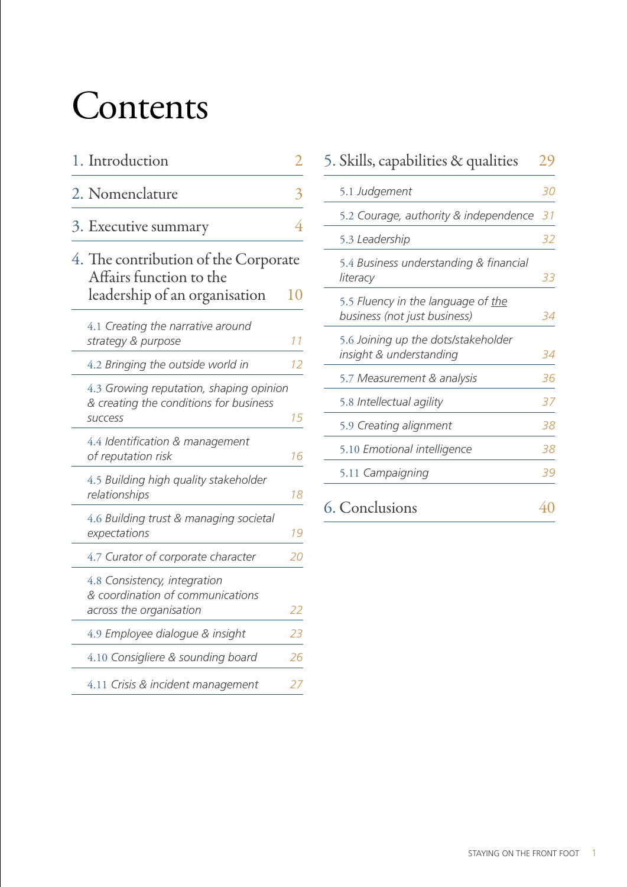# Contents

1. Introduction 2

2. Nomenclature 3

3. Executive summary 4

4. The contribution of the Corporate Affairs function to the leadership of an organisation 10

- 4.1 *Creating the narrative around strategy & purpose* 11
- 4.2 *Bringing the outside world in* 12
- 4.3 *Growing reputation, shaping opinion & creating the conditions for business success* 15
- 4.4 *Identification & management of reputation risk* 16
- 4.5 *Building high quality stakeholder relationships* 18
- 4.6 *Building trust & managing societal expectations* 19
- 4.7 *Curator of corporate character* 20
- 4.8 *Consistency, integration & coordination of communications across the organisation* 22
- 4.9 *Employee dialogue & insight* 23
- 4.10 *Consigliere & sounding board* 26
- 4.11 *Crisis & incident management* 27

5. Skills, capabilities & qualities 29

- 5.1 *Judgement* 30
- 5.2 *Courage, authority & independence* 31
- 5.3 *Leadership* 32
- 5.4 *Business understanding & financial literacy* 33
- 5.5 *Fluency in the language of the business (not just business)* 34
- 5.6 *Joining up the dots/stakeholder insight & understanding* 34
- 5.7 *Measurement & analysis* 36
- 5.8 *Intellectual agility* 37
- 5.9 *Creating alignment* 38
- 5.10 *Emotional intelligence* 38
- 5.11 *Campaigning* 39

6. Conclusions 40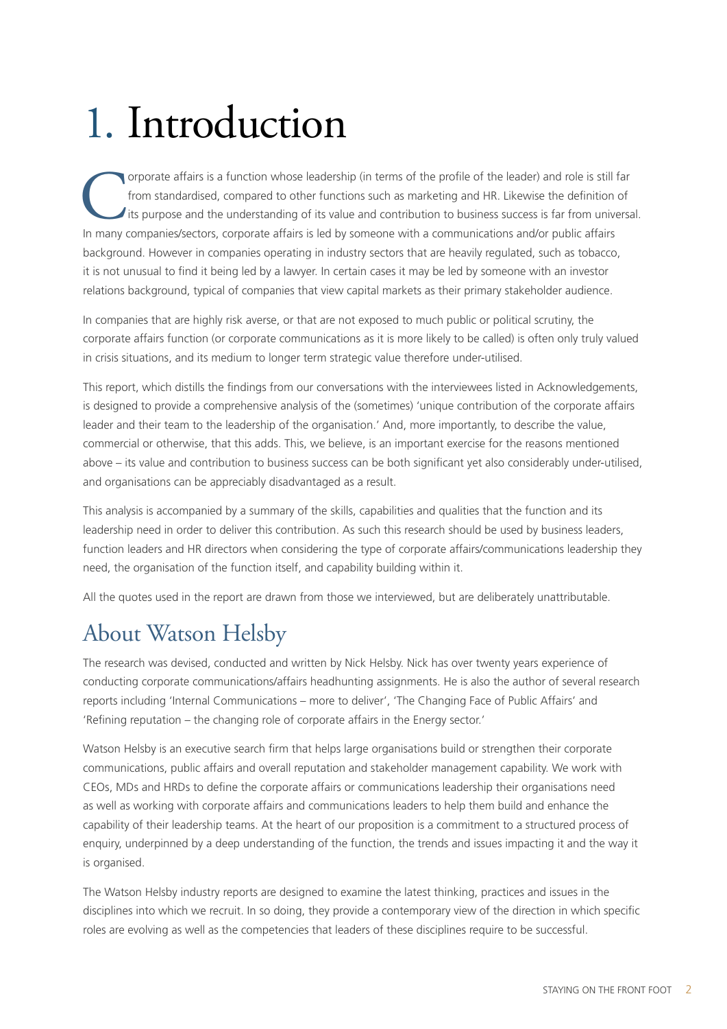# 1. Introduction

Corporate affairs is a function whose leadership (in terms of the profile of the leader) and role is still far from standardised, compared to other functions such as marketing and HR. Likewise the definition of its purpose and the understanding of its value and contribution to business success is far from universal. In many companies/sectors, corporate affairs is led by someone with a communications and/or public affairs background. However in companies operating in industry sectors that are heavily regulated, such as tobacco, it is not unusual to find it being led by a lawyer. In certain cases it may be led by someone with an investor relations background, typical of companies that view capital markets as their primary stakeholder audience.

In companies that are highly risk averse, or that are not exposed to much public or political scrutiny, the corporate affairs function (or corporate communications as it is more likely to be called) is often only truly valued in crisis situations, and its medium to longer term strategic value therefore under-utilised.

This report, which distills the findings from our conversations with the interviewees listed in Acknowledgements, is designed to provide a comprehensive analysis of the (sometimes) 'unique contribution of the corporate affairs leader and their team to the leadership of the organisation.' And, more importantly, to describe the value, commercial or otherwise, that this adds. This, we believe, is an important exercise for the reasons mentioned above – its value and contribution to business success can be both significant yet also considerably under-utilised, and organisations can be appreciably disadvantaged as a result.

This analysis is accompanied by a summary of the skills, capabilities and qualities that the function and its leadership need in order to deliver this contribution. As such this research should be used by business leaders, function leaders and HR directors when considering the type of corporate affairs/communications leadership they need, the organisation of the function itself, and capability building within it.

All the quotes used in the report are drawn from those we interviewed, but are deliberately unattributable.

## About Watson Helsby

The research was devised, conducted and written by Nick Helsby. Nick has over twenty years experience of conducting corporate communications/affairs headhunting assignments. He is also the author of several research reports including 'Internal Communications – more to deliver', 'The Changing Face of Public Affairs' and 'Refining reputation – the changing role of corporate affairs in the Energy sector.'

Watson Helsby is an executive search firm that helps large organisations build or strengthen their corporate communications, public affairs and overall reputation and stakeholder management capability. We work with CEOs, MDs and HRDs to define the corporate affairs or communications leadership their organisations need as well as working with corporate affairs and communications leaders to help them build and enhance the capability of their leadership teams. At the heart of our proposition is a commitment to a structured process of enquiry, underpinned by a deep understanding of the function, the trends and issues impacting it and the way it is organised.

The Watson Helsby industry reports are designed to examine the latest thinking, practices and issues in the disciplines into which we recruit. In so doing, they provide a contemporary view of the direction in which specific roles are evolving as well as the competencies that leaders of these disciplines require to be successful.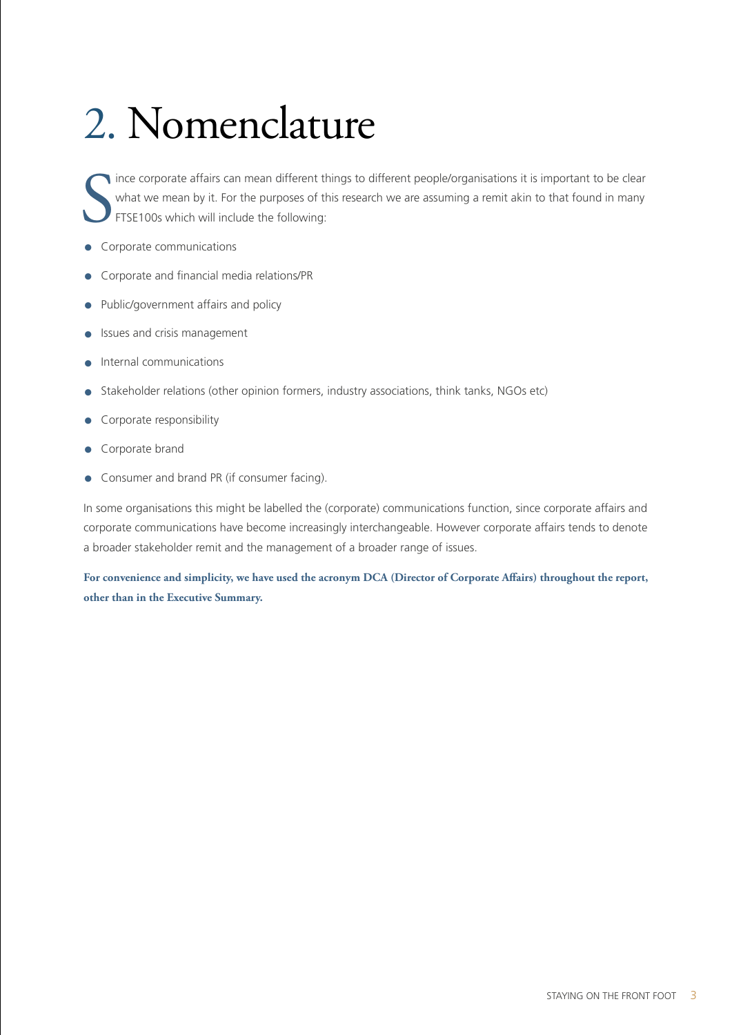# 2. Nomenclature

Since corporate affairs can mean different things to different people/organisations it is important to be clear what we mean by it. For the purposes of this research we are assuming a remit akin to that found in many FTSE100s which will include the following:

- Corporate communications
- Corporate and financial media relations/PR
- Public/government affairs and policy
- Issues and crisis management
- Internal communications
- Stakeholder relations (other opinion formers, industry associations, think tanks, NGOs etc)
- Corporate responsibility
- Corporate brand
- Consumer and brand PR (if consumer facing).

In some organisations this might be labelled the (corporate) communications function, since corporate affairs and corporate communications have become increasingly interchangeable. However corporate affairs tends to denote a broader stakeholder remit and the management of a broader range of issues.

**For convenience and simplicity, we have used the acronym DCA (Director of Corporate Affairs) throughout the report, other than in the Executive Summary.**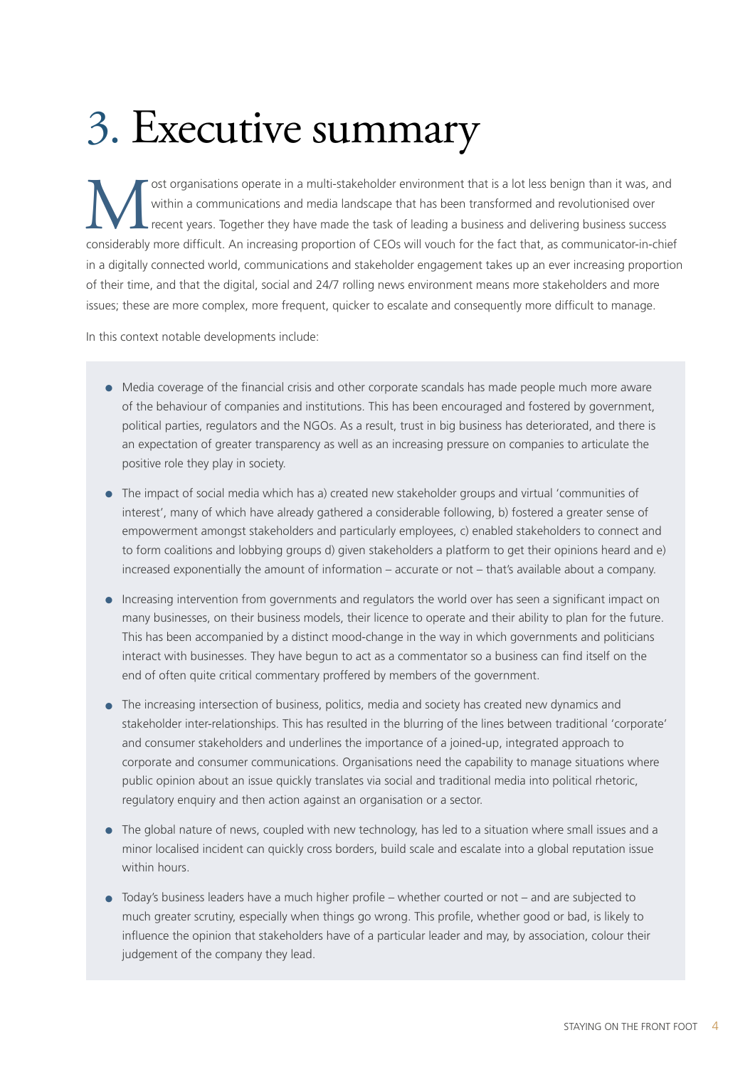# 3. Executive summary

Most organisations operate in a multi-stakeholder environment that is a lot less benign than it was, and within a communications and media landscape that has been transformed and revolutionised over recent years. Together they have made the task of leading a business and delivering business success considerably more difficult. An increasing proportion of CEOs will vouch for the fact that, as communicator-in-chief in a digitally connected world, communications and stakeholder engagement takes up an ever increasing proportion of their time, and that the digital, social and 24/7 rolling news environment means more stakeholders and more issues; these are more complex, more frequent, quicker to escalate and consequently more difficult to manage.

In this context notable developments include:

- Media coverage of the financial crisis and other corporate scandals has made people much more aware of the behaviour of companies and institutions. This has been encouraged and fostered by government, political parties, regulators and the NGOs. As a result, trust in big business has deteriorated, and there is an expectation of greater transparency as well as an increasing pressure on companies to articulate the positive role they play in society.
- The impact of social media which has a) created new stakeholder groups and virtual 'communities of interest', many of which have already gathered a considerable following, b) fostered a greater sense of empowerment amongst stakeholders and particularly employees, c) enabled stakeholders to connect and to form coalitions and lobbying groups d) given stakeholders a platform to get their opinions heard and e) increased exponentially the amount of information – accurate or not – that's available about a company.
- Increasing intervention from governments and regulators the world over has seen a significant impact on many businesses, on their business models, their licence to operate and their ability to plan for the future. This has been accompanied by a distinct mood-change in the way in which governments and politicians interact with businesses. They have begun to act as a commentator so a business can find itself on the end of often quite critical commentary proffered by members of the government.
- The increasing intersection of business, politics, media and society has created new dynamics and stakeholder inter-relationships. This has resulted in the blurring of the lines between traditional 'corporate' and consumer stakeholders and underlines the importance of a joined-up, integrated approach to corporate and consumer communications. Organisations need the capability to manage situations where public opinion about an issue quickly translates via social and traditional media into political rhetoric, regulatory enquiry and then action against an organisation or a sector.
- The global nature of news, coupled with new technology, has led to a situation where small issues and a minor localised incident can quickly cross borders, build scale and escalate into a global reputation issue within hours.
- Today's business leaders have a much higher profile – whether courted or not – and are subjected to much greater scrutiny, especially when things go wrong. This profile, whether good or bad, is likely to influence the opinion that stakeholders have of a particular leader and may, by association, colour their judgement of the company they lead.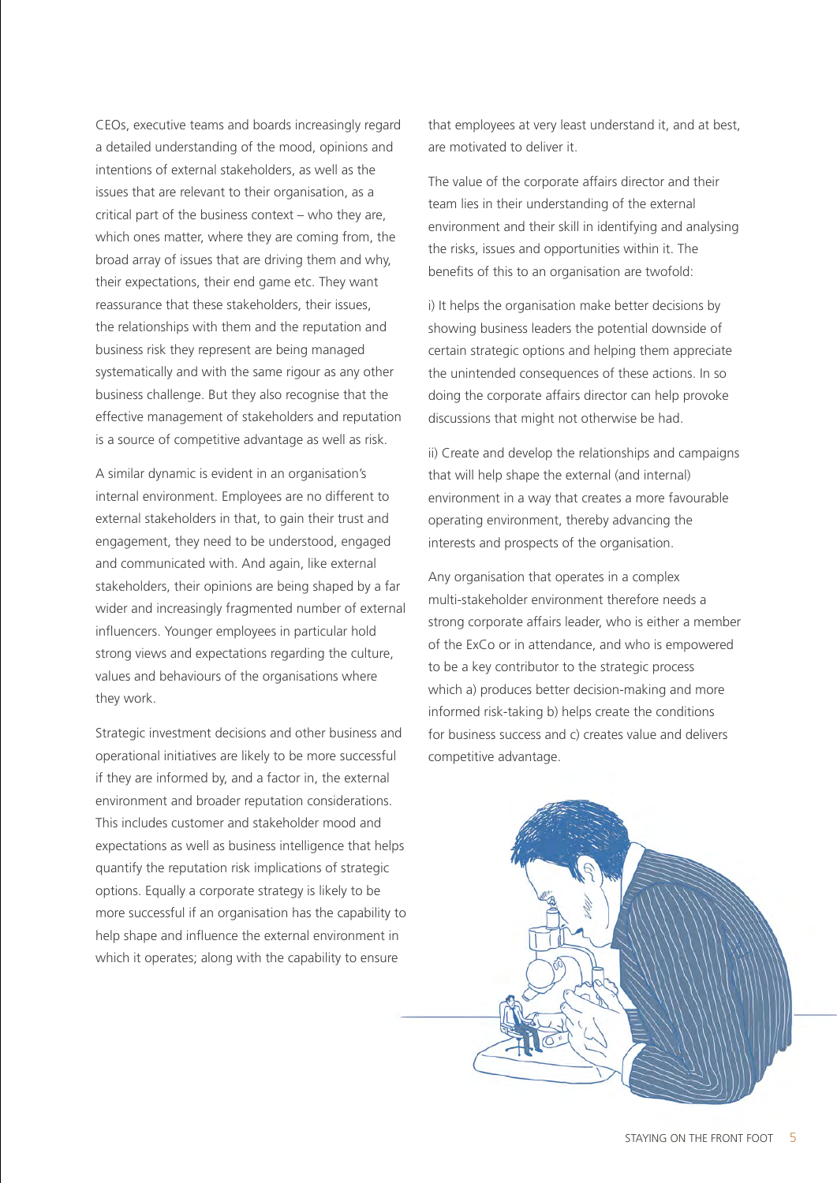CEOs, executive teams and boards increasingly regard a detailed understanding of the mood, opinions and intentions of external stakeholders, as well as the issues that are relevant to their organisation, as a critical part of the business context – who they are, which ones matter, where they are coming from, the broad array of issues that are driving them and why, their expectations, their end game etc. They want reassurance that these stakeholders, their issues, the relationships with them and the reputation and business risk they represent are being managed systematically and with the same rigour as any other business challenge. But they also recognise that the effective management of stakeholders and reputation is a source of competitive advantage as well as risk.

A similar dynamic is evident in an organisation's internal environment. Employees are no different to external stakeholders in that, to gain their trust and engagement, they need to be understood, engaged and communicated with. And again, like external stakeholders, their opinions are being shaped by a far wider and increasingly fragmented number of external influencers. Younger employees in particular hold strong views and expectations regarding the culture, values and behaviours of the organisations where they work.

Strategic investment decisions and other business and operational initiatives are likely to be more successful if they are informed by, and a factor in, the external environment and broader reputation considerations. This includes customer and stakeholder mood and expectations as well as business intelligence that helps quantify the reputation risk implications of strategic options. Equally a corporate strategy is likely to be more successful if an organisation has the capability to help shape and influence the external environment in which it operates; along with the capability to ensure that employees at very least understand it, and at best, are motivated to deliver it.

The value of the corporate affairs director and their team lies in their understanding of the external environment and their skill in identifying and analysing the risks, issues and opportunities within it. The benefits of this to an organisation are twofold:

i) It helps the organisation make better decisions by showing business leaders the potential downside of certain strategic options and helping them appreciate the unintended consequences of these actions. In so doing the corporate affairs director can help provoke discussions that might not otherwise be had.

ii) Create and develop the relationships and campaigns that will help shape the external (and internal) environment in a way that creates a more favourable operating environment, thereby advancing the interests and prospects of the organisation.

Any organisation that operates in a complex multi-stakeholder environment therefore needs a strong corporate affairs leader, who is either a member of the ExCo or in attendance, and who is empowered to be a key contributor to the strategic process which a) produces better decision-making and more informed risk-taking b) helps create the conditions for business success and c) creates value and delivers competitive advantage.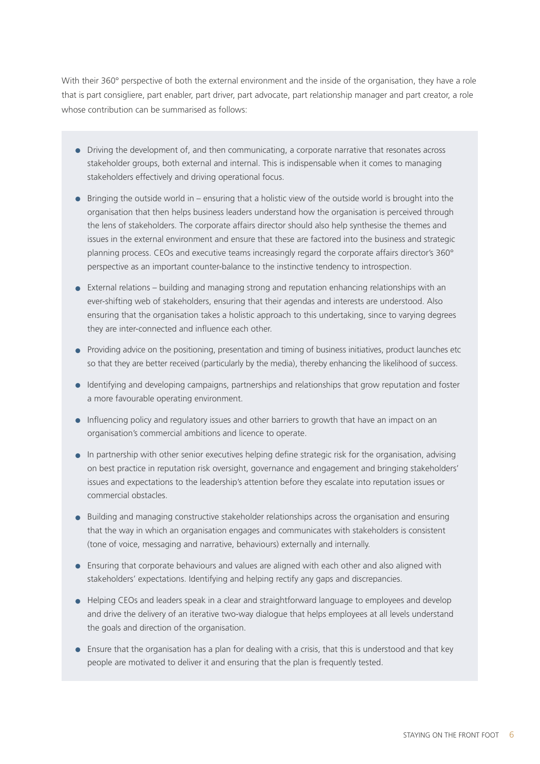With their 360° perspective of both the external environment and the inside of the organisation, they have a role that is part consigliere, part enabler, part driver, part advocate, part relationship manager and part creator, a role whose contribution can be summarised as follows:

- Driving the development of, and then communicating, a corporate narrative that resonates across stakeholder groups, both external and internal. This is indispensable when it comes to managing stakeholders effectively and driving operational focus.
- Bringing the outside world in – ensuring that a holistic view of the outside world is brought into the organisation that then helps business leaders understand how the organisation is perceived through the lens of stakeholders. The corporate affairs director should also help synthesise the themes and issues in the external environment and ensure that these are factored into the business and strategic planning process. CEOs and executive teams increasingly regard the corporate affairs director's 360° perspective as an important counter-balance to the instinctive tendency to introspection.
- External relations – building and managing strong and reputation enhancing relationships with an ever-shifting web of stakeholders, ensuring that their agendas and interests are understood. Also ensuring that the organisation takes a holistic approach to this undertaking, since to varying degrees they are inter-connected and influence each other.
- Providing advice on the positioning, presentation and timing of business initiatives, product launches etc so that they are better received (particularly by the media), thereby enhancing the likelihood of success.
- Identifying and developing campaigns, partnerships and relationships that grow reputation and foster a more favourable operating environment.
- Influencing policy and regulatory issues and other barriers to growth that have an impact on an organisation's commercial ambitions and licence to operate.
- In partnership with other senior executives helping define strategic risk for the organisation, advising on best practice in reputation risk oversight, governance and engagement and bringing stakeholders' issues and expectations to the leadership's attention before they escalate into reputation issues or commercial obstacles.
- Building and managing constructive stakeholder relationships across the organisation and ensuring that the way in which an organisation engages and communicates with stakeholders is consistent (tone of voice, messaging and narrative, behaviours) externally and internally.
- Ensuring that corporate behaviours and values are aligned with each other and also aligned with stakeholders' expectations. Identifying and helping rectify any gaps and discrepancies.
- Helping CEOs and leaders speak in a clear and straightforward language to employees and develop and drive the delivery of an iterative two-way dialogue that helps employees at all levels understand the goals and direction of the organisation.
- Ensure that the organisation has a plan for dealing with a crisis, that this is understood and that key people are motivated to deliver it and ensuring that the plan is frequently tested.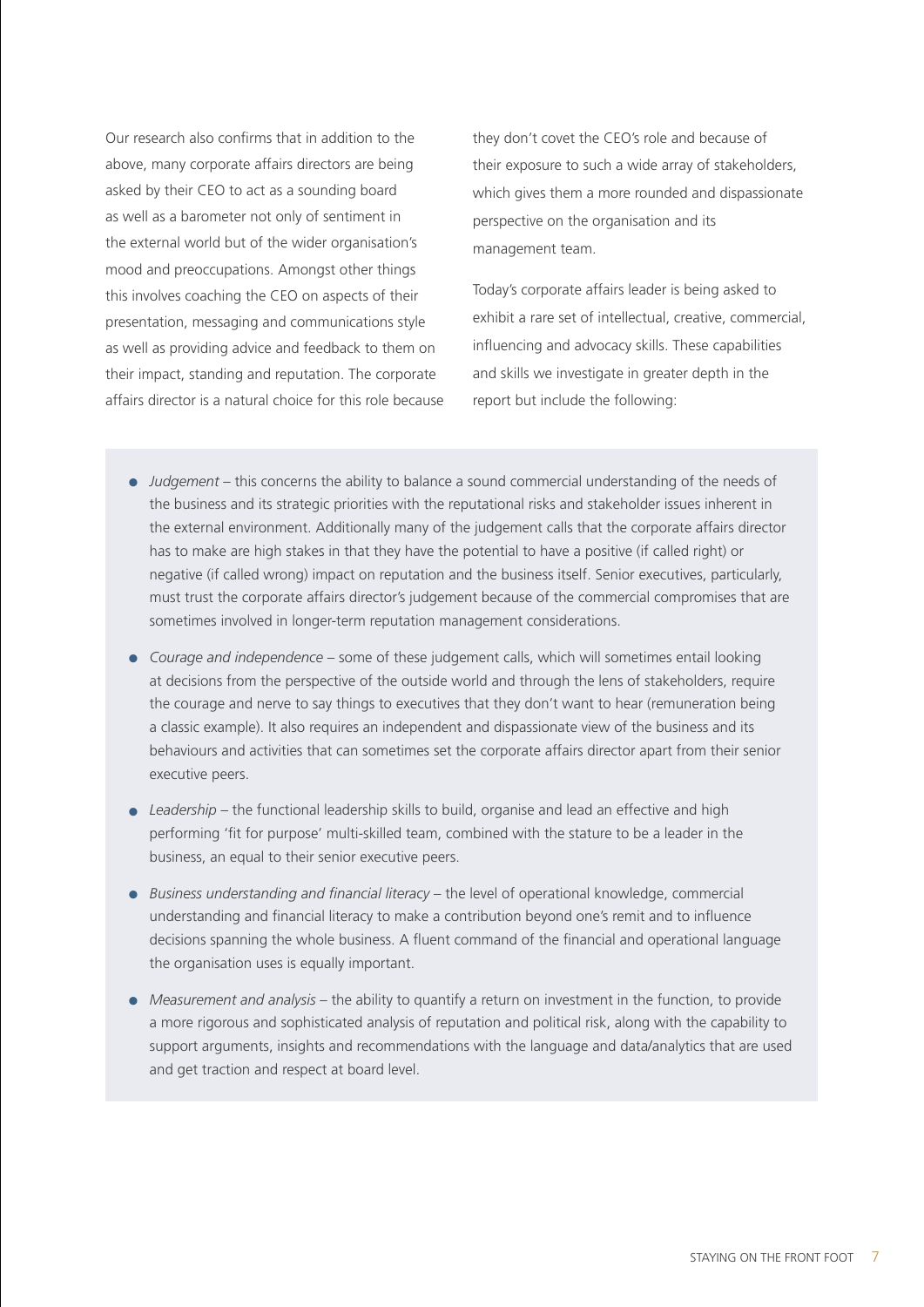Our research also confirms that in addition to the above, many corporate affairs directors are being asked by their CEO to act as a sounding board as well as a barometer not only of sentiment in the external world but of the wider organisation's mood and preoccupations. Amongst other things this involves coaching the CEO on aspects of their presentation, messaging and communications style as well as providing advice and feedback to them on their impact, standing and reputation. The corporate affairs director is a natural choice for this role because they don't covet the CEO's role and because of their exposure to such a wide array of stakeholders, which gives them a more rounded and dispassionate perspective on the organisation and its management team.

Today's corporate affairs leader is being asked to exhibit a rare set of intellectual, creative, commercial, influencing and advocacy skills. These capabilities and skills we investigate in greater depth in the report but include the following:

- *Judgement* – this concerns the ability to balance a sound commercial understanding of the needs of the business and its strategic priorities with the reputational risks and stakeholder issues inherent in the external environment. Additionally many of the judgement calls that the corporate affairs director has to make are high stakes in that they have the potential to have a positive (if called right) or negative (if called wrong) impact on reputation and the business itself. Senior executives, particularly, must trust the corporate affairs director's judgement because of the commercial compromises that are sometimes involved in longer-term reputation management considerations.
- *Courage and independence* – some of these judgement calls, which will sometimes entail looking at decisions from the perspective of the outside world and through the lens of stakeholders, require the courage and nerve to say things to executives that they don't want to hear (remuneration being a classic example). It also requires an independent and dispassionate view of the business and its behaviours and activities that can sometimes set the corporate affairs director apart from their senior executive peers.
- *Leadership* – the functional leadership skills to build, organise and lead an effective and high performing 'fit for purpose' multi-skilled team, combined with the stature to be a leader in the business, an equal to their senior executive peers.
- *Business understanding and financial literacy* – the level of operational knowledge, commercial understanding and financial literacy to make a contribution beyond one's remit and to influence decisions spanning the whole business. A fluent command of the financial and operational language the organisation uses is equally important.
- *Measurement and analysis* – the ability to quantify a return on investment in the function, to provide a more rigorous and sophisticated analysis of reputation and political risk, along with the capability to support arguments, insights and recommendations with the language and data/analytics that are used and get traction and respect at board level.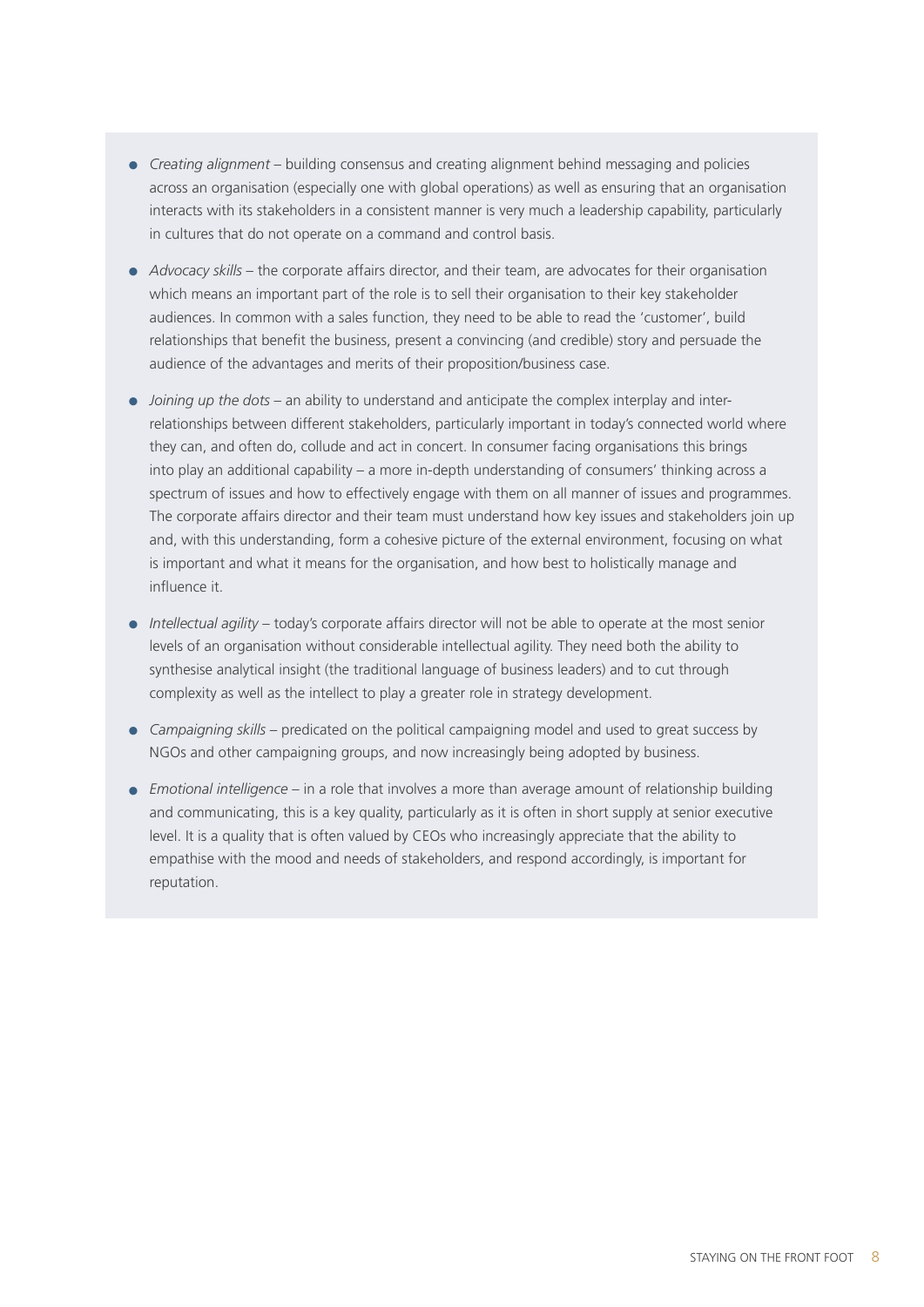- *Creating alignment* – building consensus and creating alignment behind messaging and policies across an organisation (especially one with global operations) as well as ensuring that an organisation interacts with its stakeholders in a consistent manner is very much a leadership capability, particularly in cultures that do not operate on a command and control basis.

- *Advocacy skills* – the corporate affairs director, and their team, are advocates for their organisation which means an important part of the role is to sell their organisation to their key stakeholder audiences. In common with a sales function, they need to be able to read the 'customer', build relationships that benefit the business, present a convincing (and credible) story and persuade the audience of the advantages and merits of their proposition/business case.

- *Joining up the dots* – an ability to understand and anticipate the complex interplay and inter-relationships between different stakeholders, particularly important in today's connected world where they can, and often do, collude and act in concert. In consumer facing organisations this brings into play an additional capability – a more in-depth understanding of consumers' thinking across a spectrum of issues and how to effectively engage with them on all manner of issues and programmes. The corporate affairs director and their team must understand how key issues and stakeholders join up and, with this understanding, form a cohesive picture of the external environment, focusing on what is important and what it means for the organisation, and how best to holistically manage and influence it.

- *Intellectual agility* – today's corporate affairs director will not be able to operate at the most senior levels of an organisation without considerable intellectual agility. They need both the ability to synthesise analytical insight (the traditional language of business leaders) and to cut through complexity as well as the intellect to play a greater role in strategy development.

- *Campaigning skills* – predicated on the political campaigning model and used to great success by NGOs and other campaigning groups, and now increasingly being adopted by business.

- *Emotional intelligence* – in a role that involves a more than average amount of relationship building and communicating, this is a key quality, particularly as it is often in short supply at senior executive level. It is a quality that is often valued by CEOs who increasingly appreciate that the ability to empathise with the mood and needs of stakeholders, and respond accordingly, is important for reputation.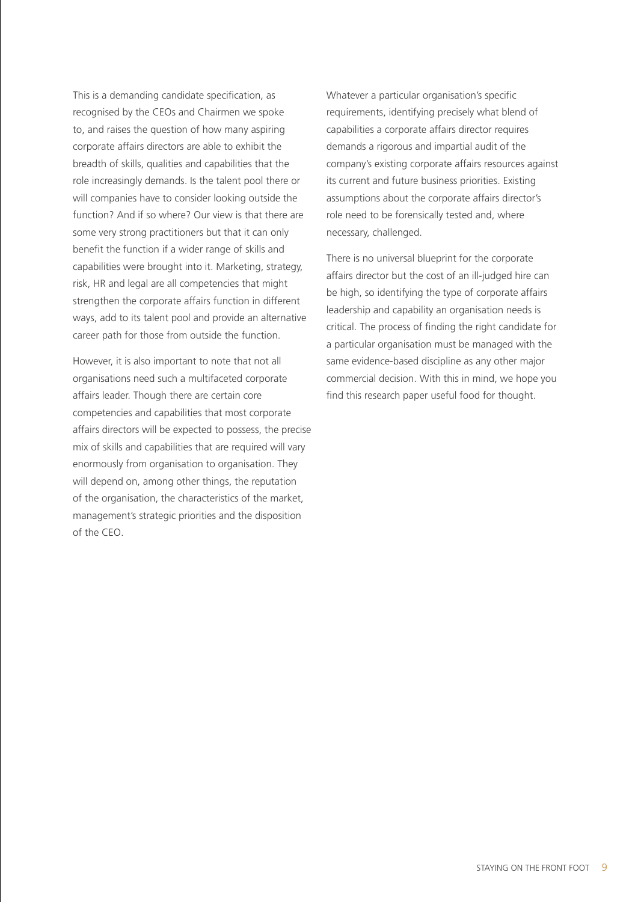This is a demanding candidate specification, as recognised by the CEOs and Chairmen we spoke to, and raises the question of how many aspiring corporate affairs directors are able to exhibit the breadth of skills, qualities and capabilities that the role increasingly demands. Is the talent pool there or will companies have to consider looking outside the function? And if so where? Our view is that there are some very strong practitioners but that it can only benefit the function if a wider range of skills and capabilities were brought into it. Marketing, strategy, risk, HR and legal are all competencies that might strengthen the corporate affairs function in different ways, add to its talent pool and provide an alternative career path for those from outside the function.

However, it is also important to note that not all organisations need such a multifaceted corporate affairs leader. Though there are certain core competencies and capabilities that most corporate affairs directors will be expected to possess, the precise mix of skills and capabilities that are required will vary enormously from organisation to organisation. They will depend on, among other things, the reputation of the organisation, the characteristics of the market, management's strategic priorities and the disposition of the CEO.

Whatever a particular organisation's specific requirements, identifying precisely what blend of capabilities a corporate affairs director requires demands a rigorous and impartial audit of the company's existing corporate affairs resources against its current and future business priorities. Existing assumptions about the corporate affairs director's role need to be forensically tested and, where necessary, challenged.

There is no universal blueprint for the corporate affairs director but the cost of an ill-judged hire can be high, so identifying the type of corporate affairs leadership and capability an organisation needs is critical. The process of finding the right candidate for a particular organisation must be managed with the same evidence-based discipline as any other major commercial decision. With this in mind, we hope you find this research paper useful food for thought.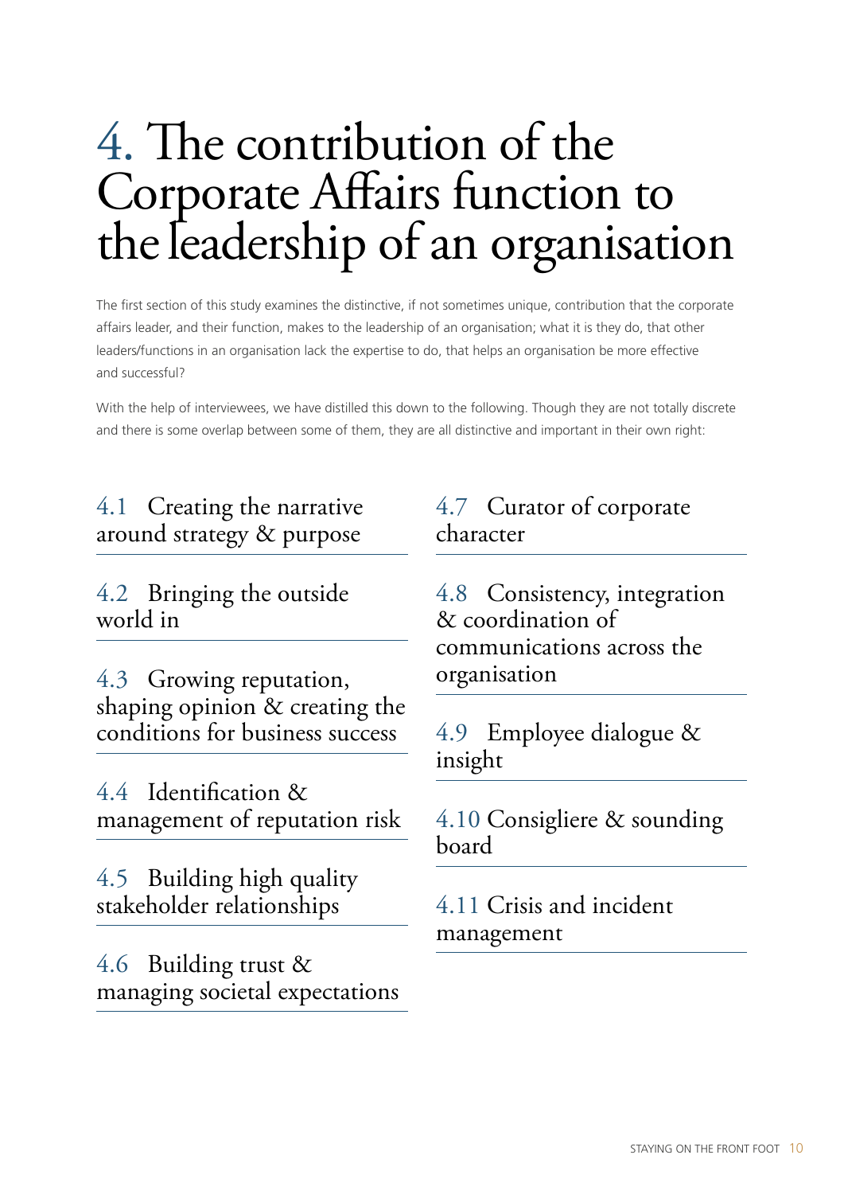# 4. The contribution of the Corporate Affairs function to the leadership of an organisation

The first section of this study examines the distinctive, if not sometimes unique, contribution that the corporate affairs leader, and their function, makes to the leadership of an organisation; what it is they do, that other leaders/functions in an organisation lack the expertise to do, that helps an organisation be more effective and successful?

With the help of interviewees, we have distilled this down to the following. Though they are not totally discrete and there is some overlap between some of them, they are all distinctive and important in their own right:

### 4.1 Creating the narrative around strategy & purpose

### 4.2 Bringing the outside world in

### 4.3 Growing reputation, shaping opinion & creating the conditions for business success

### 4.4 Identification & management of reputation risk

### 4.5 Building high quality stakeholder relationships

### 4.6 Building trust & managing societal expectations

### 4.7 Curator of corporate character

### 4.8 Consistency, integration & coordination of communications across the organisation

### 4.9 Employee dialogue & insight

### 4.10 Consigliere & sounding board

### 4.11 Crisis and incident management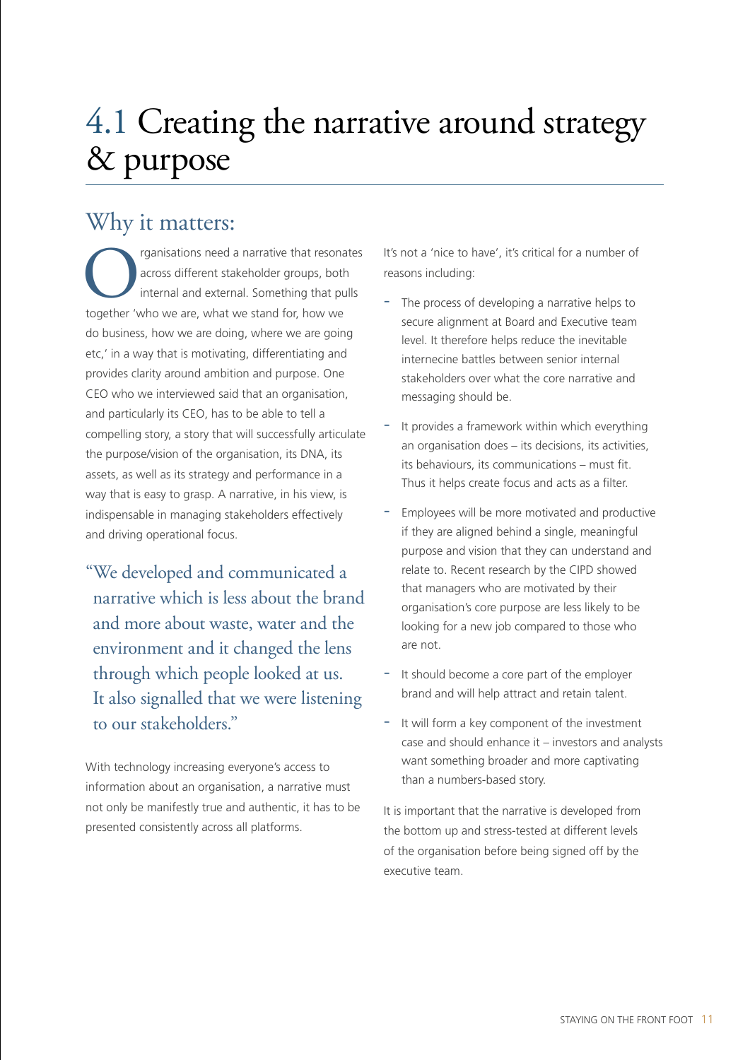# 4.1 Creating the narrative around strategy & purpose

## Why it matters:

Organisations need a narrative that resonates across different stakeholder groups, both internal and external. Something that pulls together 'who we are, what we stand for, how we do business, how we are doing, where we are going etc,' in a way that is motivating, differentiating and provides clarity around ambition and purpose. One CEO who we interviewed said that an organisation, and particularly its CEO, has to be able to tell a compelling story, a story that will successfully articulate the purpose/vision of the organisation, its DNA, its assets, as well as its strategy and performance in a way that is easy to grasp. A narrative, in his view, is indispensable in managing stakeholders effectively and driving operational focus.

> "We developed and communicated a narrative which is less about the brand and more about waste, water and the environment and it changed the lens through which people looked at us. It also signalled that we were listening to our stakeholders."

With technology increasing everyone's access to information about an organisation, a narrative must not only be manifestly true and authentic, it has to be presented consistently across all platforms.

It's not a 'nice to have', it's critical for a number of reasons including:

- The process of developing a narrative helps to secure alignment at Board and Executive team level. It therefore helps reduce the inevitable internecine battles between senior internal stakeholders over what the core narrative and messaging should be.
- It provides a framework within which everything an organisation does – its decisions, its activities, its behaviours, its communications – must fit. Thus it helps create focus and acts as a filter.
- Employees will be more motivated and productive if they are aligned behind a single, meaningful purpose and vision that they can understand and relate to. Recent research by the CIPD showed that managers who are motivated by their organisation's core purpose are less likely to be looking for a new job compared to those who are not.
- It should become a core part of the employer brand and will help attract and retain talent.
- It will form a key component of the investment case and should enhance it – investors and analysts want something broader and more captivating than a numbers-based story.

It is important that the narrative is developed from the bottom up and stress-tested at different levels of the organisation before being signed off by the executive team.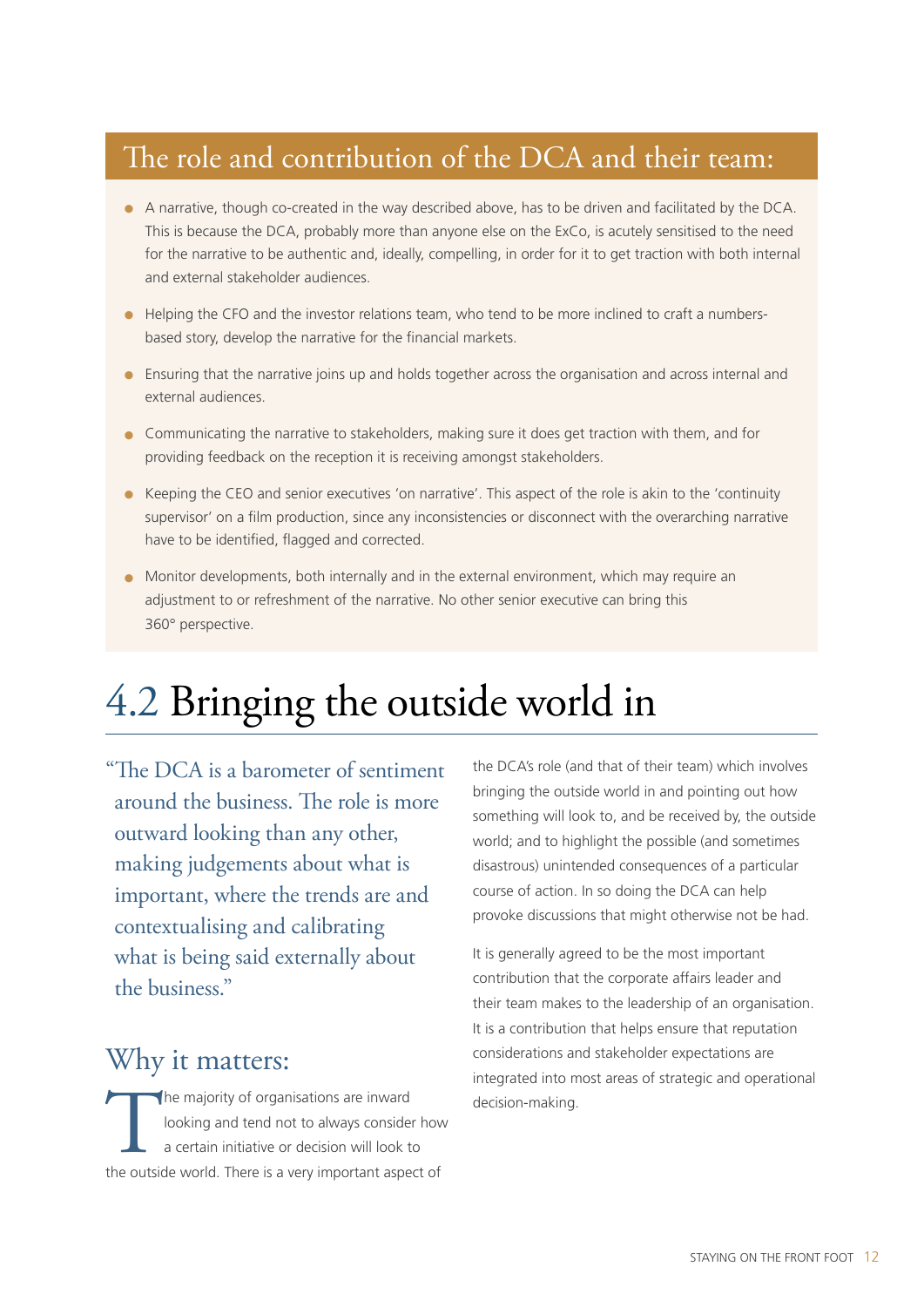## The role and contribution of the DCA and their team:

- A narrative, though co-created in the way described above, has to be driven and facilitated by the DCA. This is because the DCA, probably more than anyone else on the ExCo, is acutely sensitised to the need for the narrative to be authentic and, ideally, compelling, in order for it to get traction with both internal and external stakeholder audiences.
- Helping the CFO and the investor relations team, who tend to be more inclined to craft a numbers-based story, develop the narrative for the financial markets.
- Ensuring that the narrative joins up and holds together across the organisation and across internal and external audiences.
- Communicating the narrative to stakeholders, making sure it does get traction with them, and for providing feedback on the reception it is receiving amongst stakeholders.
- Keeping the CEO and senior executives 'on narrative'. This aspect of the role is akin to the 'continuity supervisor' on a film production, since any inconsistencies or disconnect with the overarching narrative have to be identified, flagged and corrected.
- Monitor developments, both internally and in the external environment, which may require an adjustment to or refreshment of the narrative. No other senior executive can bring this 360° perspective.

# 4.2 Bringing the outside world in

"The DCA is a barometer of sentiment around the business. The role is more outward looking than any other, making judgements about what is important, where the trends are and contextualising and calibrating what is being said externally about the business."

## Why it matters:

The majority of organisations are inward looking and tend not to always consider how a certain initiative or decision will look to the outside world. There is a very important aspect of the DCA's role (and that of their team) which involves bringing the outside world in and pointing out how something will look to, and be received by, the outside world; and to highlight the possible (and sometimes disastrous) unintended consequences of a particular course of action. In so doing the DCA can help provoke discussions that might otherwise not be had.

It is generally agreed to be the most important contribution that the corporate affairs leader and their team makes to the leadership of an organisation. It is a contribution that helps ensure that reputation considerations and stakeholder expectations are integrated into most areas of strategic and operational decision-making.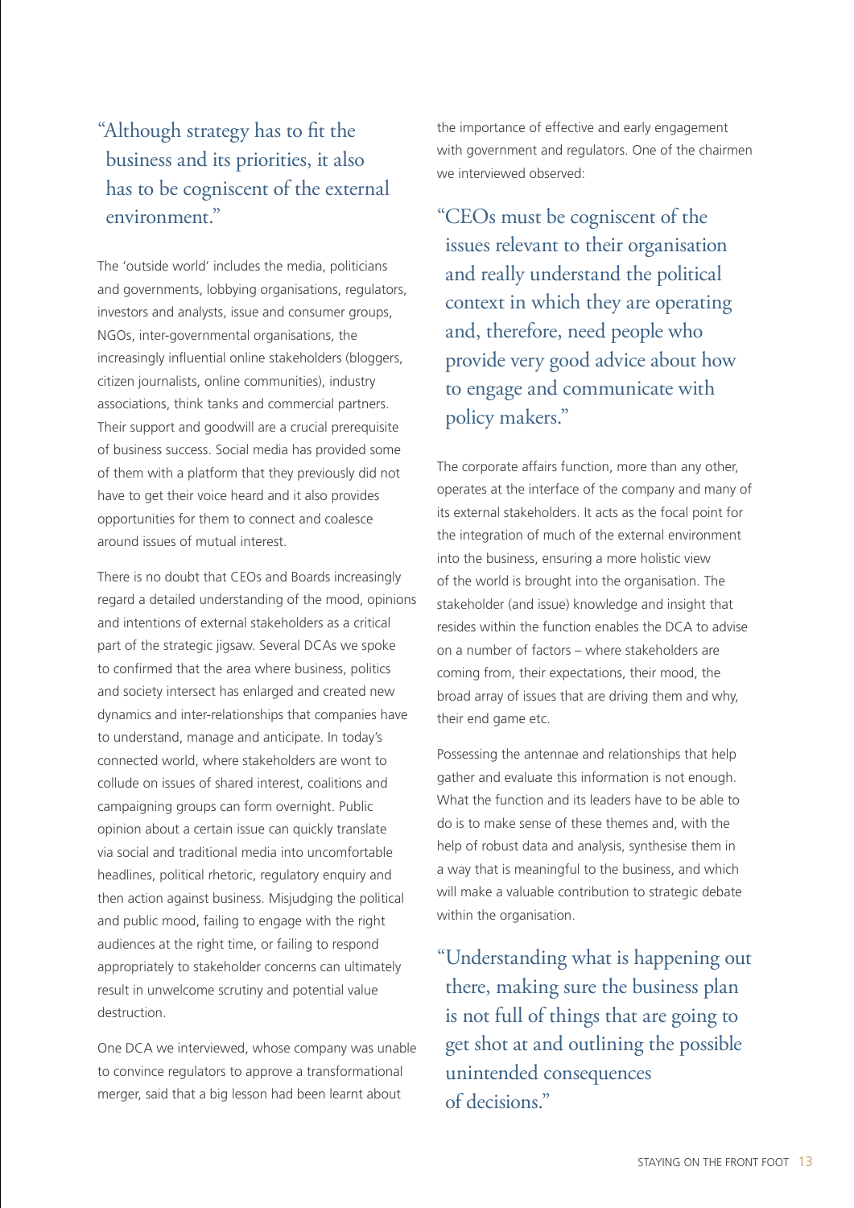> "Although strategy has to fit the business and its priorities, it also has to be cogniscent of the external environment."

The 'outside world' includes the media, politicians and governments, lobbying organisations, regulators, investors and analysts, issue and consumer groups, NGOs, inter-governmental organisations, the increasingly influential online stakeholders (bloggers, citizen journalists, online communities), industry associations, think tanks and commercial partners. Their support and goodwill are a crucial prerequisite of business success. Social media has provided some of them with a platform that they previously did not have to get their voice heard and it also provides opportunities for them to connect and coalesce around issues of mutual interest.

There is no doubt that CEOs and Boards increasingly regard a detailed understanding of the mood, opinions and intentions of external stakeholders as a critical part of the strategic jigsaw. Several DCAs we spoke to confirmed that the area where business, politics and society intersect has enlarged and created new dynamics and inter-relationships that companies have to understand, manage and anticipate. In today's connected world, where stakeholders are wont to collude on issues of shared interest, coalitions and campaigning groups can form overnight. Public opinion about a certain issue can quickly translate via social and traditional media into uncomfortable headlines, political rhetoric, regulatory enquiry and then action against business. Misjudging the political and public mood, failing to engage with the right audiences at the right time, or failing to respond appropriately to stakeholder concerns can ultimately result in unwelcome scrutiny and potential value destruction.

One DCA we interviewed, whose company was unable to convince regulators to approve a transformational merger, said that a big lesson had been learnt about the importance of effective and early engagement with government and regulators. One of the chairmen we interviewed observed:

> "CEOs must be cogniscent of the issues relevant to their organisation and really understand the political context in which they are operating and, therefore, need people who provide very good advice about how to engage and communicate with policy makers."

The corporate affairs function, more than any other, operates at the interface of the company and many of its external stakeholders. It acts as the focal point for the integration of much of the external environment into the business, ensuring a more holistic view of the world is brought into the organisation. The stakeholder (and issue) knowledge and insight that resides within the function enables the DCA to advise on a number of factors – where stakeholders are coming from, their expectations, their mood, the broad array of issues that are driving them and why, their end game etc.

Possessing the antennae and relationships that help gather and evaluate this information is not enough. What the function and its leaders have to be able to do is to make sense of these themes and, with the help of robust data and analysis, synthesise them in a way that is meaningful to the business, and which will make a valuable contribution to strategic debate within the organisation.

> "Understanding what is happening out there, making sure the business plan is not full of things that are going to get shot at and outlining the possible unintended consequences of decisions."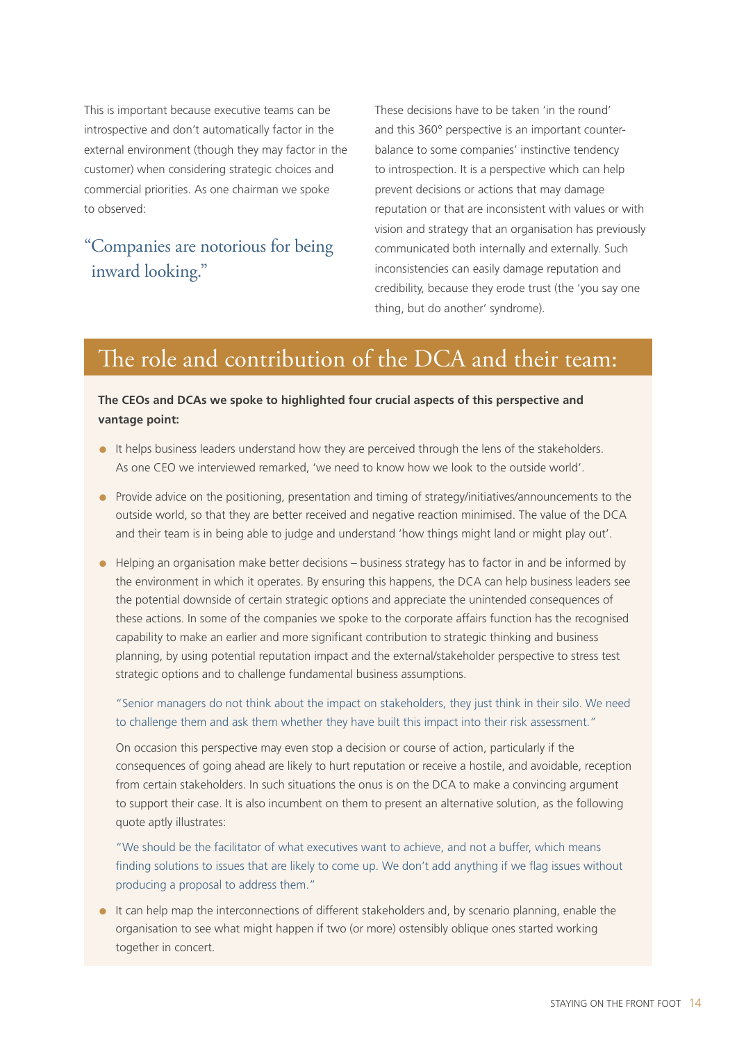This is important because executive teams can be introspective and don't automatically factor in the external environment (though they may factor in the customer) when considering strategic choices and commercial priorities. As one chairman we spoke to observed:

> "Companies are notorious for being inward looking."

These decisions have to be taken 'in the round' and this 360° perspective is an important counter-balance to some companies' instinctive tendency to introspection. It is a perspective which can help prevent decisions or actions that may damage reputation or that are inconsistent with values or with vision and strategy that an organisation has previously communicated both internally and externally. Such inconsistencies can easily damage reputation and credibility, because they erode trust (the 'you say one thing, but do another' syndrome).

## The role and contribution of the DCA and their team:

**The CEOs and DCAs we spoke to highlighted four crucial aspects of this perspective and vantage point:**

- It helps business leaders understand how they are perceived through the lens of the stakeholders. As one CEO we interviewed remarked, 'we need to know how we look to the outside world'.
- Provide advice on the positioning, presentation and timing of strategy/initiatives/announcements to the outside world, so that they are better received and negative reaction minimised. The value of the DCA and their team is in being able to judge and understand 'how things might land or might play out'.
- Helping an organisation make better decisions – business strategy has to factor in and be informed by the environment in which it operates. By ensuring this happens, the DCA can help business leaders see the potential downside of certain strategic options and appreciate the unintended consequences of these actions. In some of the companies we spoke to the corporate affairs function has the recognised capability to make an earlier and more significant contribution to strategic thinking and business planning, by using potential reputation impact and the external/stakeholder perspective to stress test strategic options and to challenge fundamental business assumptions.

  > "Senior managers do not think about the impact on stakeholders, they just think in their silo. We need to challenge them and ask them whether they have built this impact into their risk assessment."

  On occasion this perspective may even stop a decision or course of action, particularly if the consequences of going ahead are likely to hurt reputation or receive a hostile, and avoidable, reception from certain stakeholders. In such situations the onus is on the DCA to make a convincing argument to support their case. It is also incumbent on them to present an alternative solution, as the following quote aptly illustrates:

  > "We should be the facilitator of what executives want to achieve, and not a buffer, which means finding solutions to issues that are likely to come up. We don't add anything if we flag issues without producing a proposal to address them."

- It can help map the interconnections of different stakeholders and, by scenario planning, enable the organisation to see what might happen if two (or more) ostensibly oblique ones started working together in concert.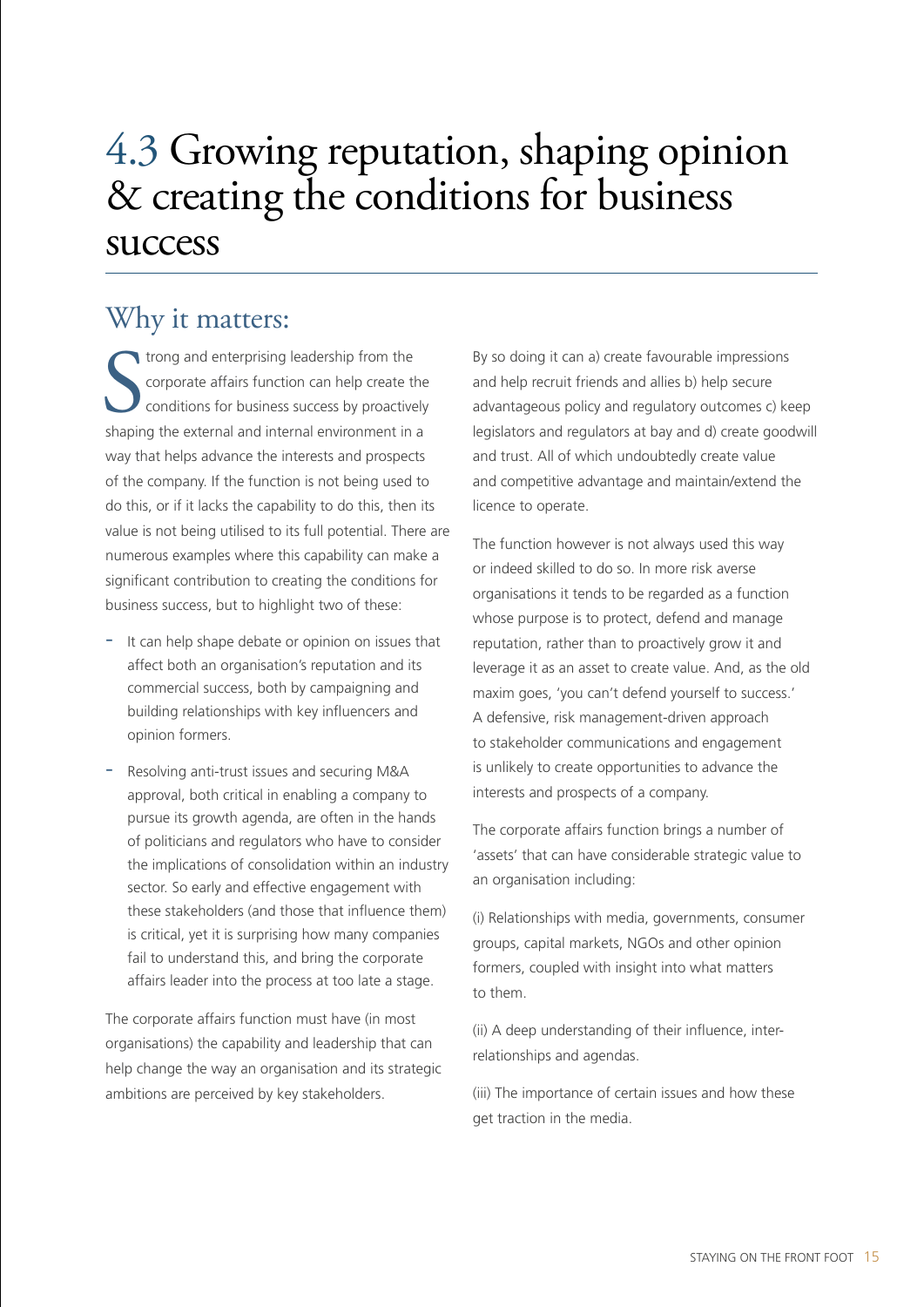# 4.3 Growing reputation, shaping opinion & creating the conditions for business success

## Why it matters:

Strong and enterprising leadership from the corporate affairs function can help create the conditions for business success by proactively shaping the external and internal environment in a way that helps advance the interests and prospects of the company. If the function is not being used to do this, or if it lacks the capability to do this, then its value is not being utilised to its full potential. There are numerous examples where this capability can make a significant contribution to creating the conditions for business success, but to highlight two of these:

- It can help shape debate or opinion on issues that affect both an organisation's reputation and its commercial success, both by campaigning and building relationships with key influencers and opinion formers.
- Resolving anti-trust issues and securing M&A approval, both critical in enabling a company to pursue its growth agenda, are often in the hands of politicians and regulators who have to consider the implications of consolidation within an industry sector. So early and effective engagement with these stakeholders (and those that influence them) is critical, yet it is surprising how many companies fail to understand this, and bring the corporate affairs leader into the process at too late a stage.

The corporate affairs function must have (in most organisations) the capability and leadership that can help change the way an organisation and its strategic ambitions are perceived by key stakeholders.

By so doing it can a) create favourable impressions and help recruit friends and allies b) help secure advantageous policy and regulatory outcomes c) keep legislators and regulators at bay and d) create goodwill and trust. All of which undoubtedly create value and competitive advantage and maintain/extend the licence to operate.

The function however is not always used this way or indeed skilled to do so. In more risk averse organisations it tends to be regarded as a function whose purpose is to protect, defend and manage reputation, rather than to proactively grow it and leverage it as an asset to create value. And, as the old maxim goes, 'you can't defend yourself to success.' A defensive, risk management-driven approach to stakeholder communications and engagement is unlikely to create opportunities to advance the interests and prospects of a company.

The corporate affairs function brings a number of 'assets' that can have considerable strategic value to an organisation including:

(i) Relationships with media, governments, consumer groups, capital markets, NGOs and other opinion formers, coupled with insight into what matters to them.

(ii) A deep understanding of their influence, inter-relationships and agendas.

(iii) The importance of certain issues and how these get traction in the media.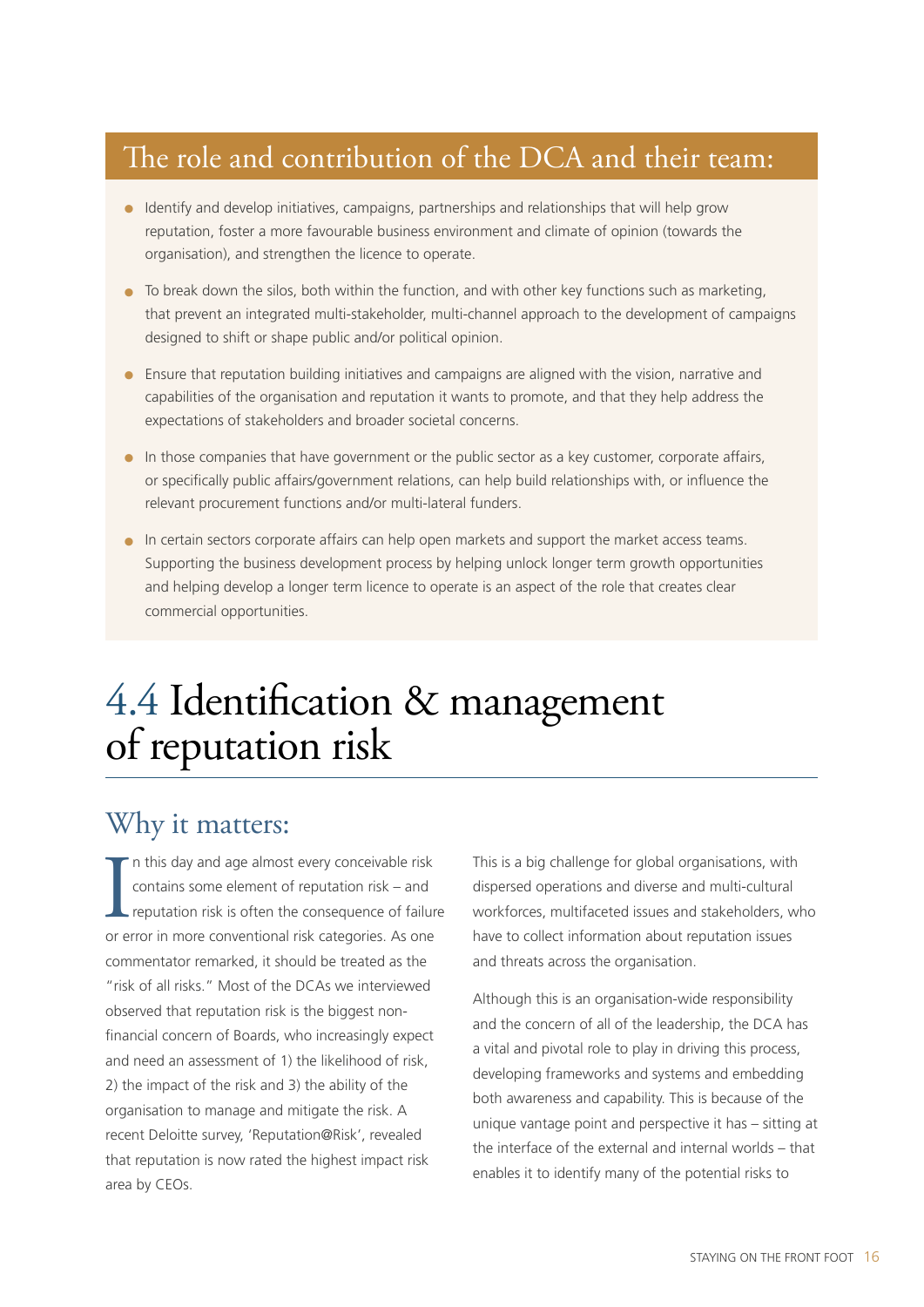## The role and contribution of the DCA and their team:

- Identify and develop initiatives, campaigns, partnerships and relationships that will help grow reputation, foster a more favourable business environment and climate of opinion (towards the organisation), and strengthen the licence to operate.
- To break down the silos, both within the function, and with other key functions such as marketing, that prevent an integrated multi-stakeholder, multi-channel approach to the development of campaigns designed to shift or shape public and/or political opinion.
- Ensure that reputation building initiatives and campaigns are aligned with the vision, narrative and capabilities of the organisation and reputation it wants to promote, and that they help address the expectations of stakeholders and broader societal concerns.
- In those companies that have government or the public sector as a key customer, corporate affairs, or specifically public affairs/government relations, can help build relationships with, or influence the relevant procurement functions and/or multi-lateral funders.
- In certain sectors corporate affairs can help open markets and support the market access teams. Supporting the business development process by helping unlock longer term growth opportunities and helping develop a longer term licence to operate is an aspect of the role that creates clear commercial opportunities.

# 4.4 Identification & management of reputation risk

## Why it matters:

In this day and age almost every conceivable risk contains some element of reputation risk – and reputation risk is often the consequence of failure or error in more conventional risk categories. As one commentator remarked, it should be treated as the "risk of all risks." Most of the DCAs we interviewed observed that reputation risk is the biggest non-financial concern of Boards, who increasingly expect and need an assessment of 1) the likelihood of risk, 2) the impact of the risk and 3) the ability of the organisation to manage and mitigate the risk. A recent Deloitte survey, 'Reputation@Risk', revealed that reputation is now rated the highest impact risk area by CEOs.

This is a big challenge for global organisations, with dispersed operations and diverse and multi-cultural workforces, multifaceted issues and stakeholders, who have to collect information about reputation issues and threats across the organisation.

Although this is an organisation-wide responsibility and the concern of all of the leadership, the DCA has a vital and pivotal role to play in driving this process, developing frameworks and systems and embedding both awareness and capability. This is because of the unique vantage point and perspective it has – sitting at the interface of the external and internal worlds – that enables it to identify many of the potential risks to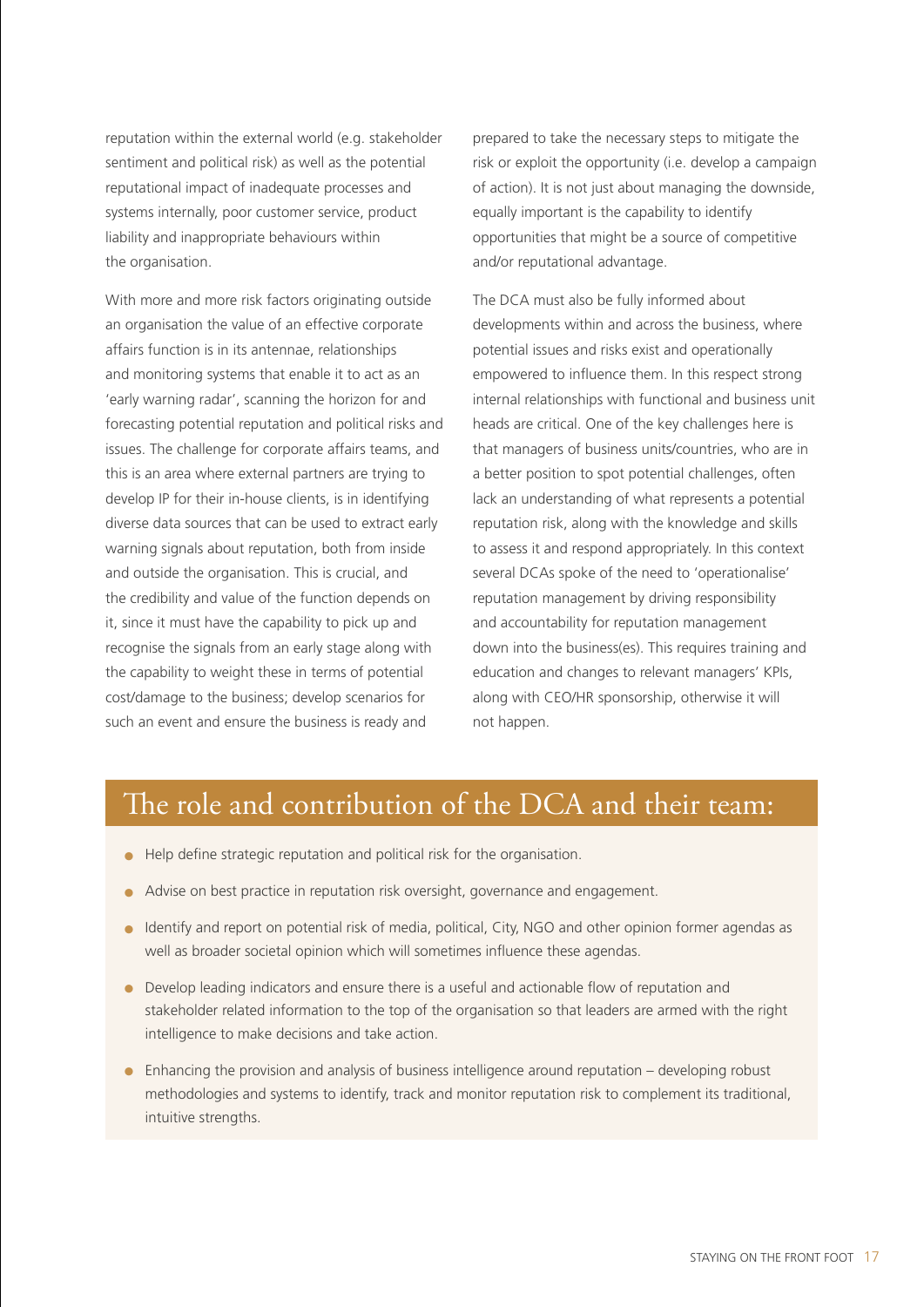reputation within the external world (e.g. stakeholder sentiment and political risk) as well as the potential reputational impact of inadequate processes and systems internally, poor customer service, product liability and inappropriate behaviours within the organisation.

With more and more risk factors originating outside an organisation the value of an effective corporate affairs function is in its antennae, relationships and monitoring systems that enable it to act as an 'early warning radar', scanning the horizon for and forecasting potential reputation and political risks and issues. The challenge for corporate affairs teams, and this is an area where external partners are trying to develop IP for their in-house clients, is in identifying diverse data sources that can be used to extract early warning signals about reputation, both from inside and outside the organisation. This is crucial, and the credibility and value of the function depends on it, since it must have the capability to pick up and recognise the signals from an early stage along with the capability to weight these in terms of potential cost/damage to the business; develop scenarios for such an event and ensure the business is ready and prepared to take the necessary steps to mitigate the risk or exploit the opportunity (i.e. develop a campaign of action). It is not just about managing the downside, equally important is the capability to identify opportunities that might be a source of competitive and/or reputational advantage.

The DCA must also be fully informed about developments within and across the business, where potential issues and risks exist and operationally empowered to influence them. In this respect strong internal relationships with functional and business unit heads are critical. One of the key challenges here is that managers of business units/countries, who are in a better position to spot potential challenges, often lack an understanding of what represents a potential reputation risk, along with the knowledge and skills to assess it and respond appropriately. In this context several DCAs spoke of the need to 'operationalise' reputation management by driving responsibility and accountability for reputation management down into the business(es). This requires training and education and changes to relevant managers' KPIs, along with CEO/HR sponsorship, otherwise it will not happen.

## The role and contribution of the DCA and their team:

- Help define strategic reputation and political risk for the organisation.
- Advise on best practice in reputation risk oversight, governance and engagement.
- Identify and report on potential risk of media, political, City, NGO and other opinion former agendas as well as broader societal opinion which will sometimes influence these agendas.
- Develop leading indicators and ensure there is a useful and actionable flow of reputation and stakeholder related information to the top of the organisation so that leaders are armed with the right intelligence to make decisions and take action.
- Enhancing the provision and analysis of business intelligence around reputation – developing robust methodologies and systems to identify, track and monitor reputation risk to complement its traditional, intuitive strengths.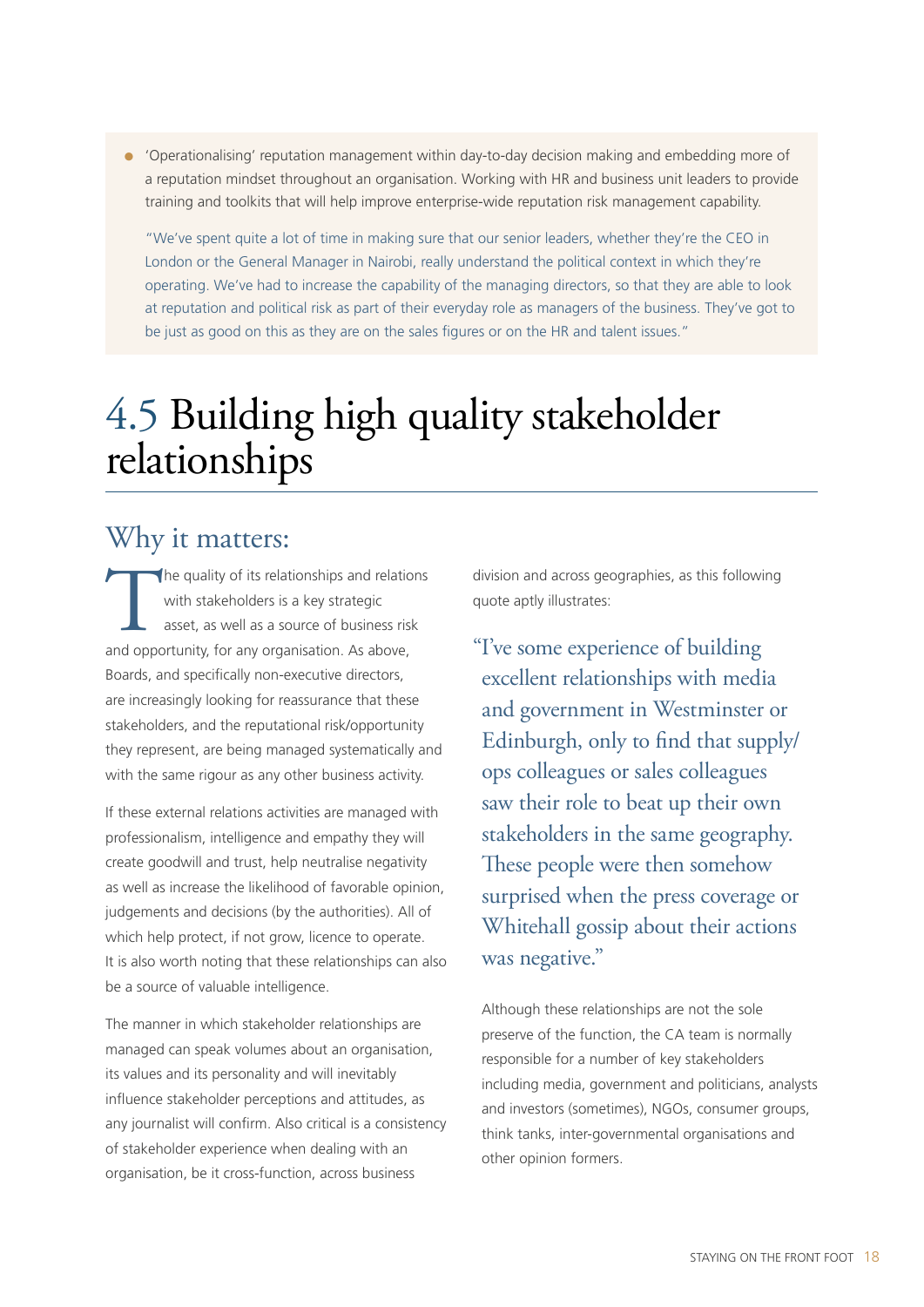- 'Operationalising' reputation management within day-to-day decision making and embedding more of a reputation mindset throughout an organisation. Working with HR and business unit leaders to provide training and toolkits that will help improve enterprise-wide reputation risk management capability.

  "We've spent quite a lot of time in making sure that our senior leaders, whether they're the CEO in London or the General Manager in Nairobi, really understand the political context in which they're operating. We've had to increase the capability of the managing directors, so that they are able to look at reputation and political risk as part of their everyday role as managers of the business. They've got to be just as good on this as they are on the sales figures or on the HR and talent issues."

# 4.5 Building high quality stakeholder relationships

## Why it matters:

The quality of its relationships and relations with stakeholders is a key strategic asset, as well as a source of business risk and opportunity, for any organisation. As above, Boards, and specifically non-executive directors, are increasingly looking for reassurance that these stakeholders, and the reputational risk/opportunity they represent, are being managed systematically and with the same rigour as any other business activity.

If these external relations activities are managed with professionalism, intelligence and empathy they will create goodwill and trust, help neutralise negativity as well as increase the likelihood of favorable opinion, judgements and decisions (by the authorities). All of which help protect, if not grow, licence to operate. It is also worth noting that these relationships can also be a source of valuable intelligence.

The manner in which stakeholder relationships are managed can speak volumes about an organisation, its values and its personality and will inevitably influence stakeholder perceptions and attitudes, as any journalist will confirm. Also critical is a consistency of stakeholder experience when dealing with an organisation, be it cross-function, across business division and across geographies, as this following quote aptly illustrates:

> "I've some experience of building excellent relationships with media and government in Westminster or Edinburgh, only to find that supply/ops colleagues or sales colleagues saw their role to beat up their own stakeholders in the same geography. These people were then somehow surprised when the press coverage or Whitehall gossip about their actions was negative."

Although these relationships are not the sole preserve of the function, the CA team is normally responsible for a number of key stakeholders including media, government and politicians, analysts and investors (sometimes), NGOs, consumer groups, think tanks, inter-governmental organisations and other opinion formers.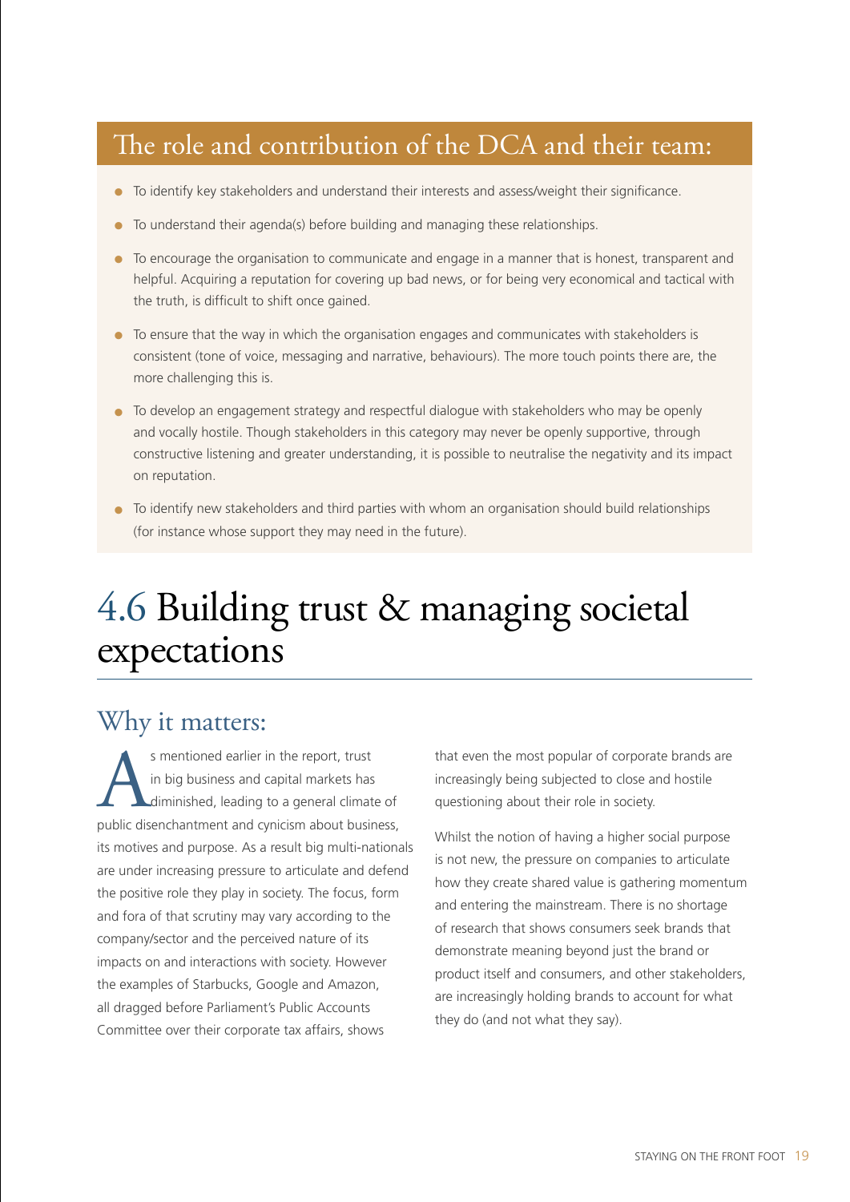## The role and contribution of the DCA and their team:

- To identify key stakeholders and understand their interests and assess/weight their significance.
- To understand their agenda(s) before building and managing these relationships.
- To encourage the organisation to communicate and engage in a manner that is honest, transparent and helpful. Acquiring a reputation for covering up bad news, or for being very economical and tactical with the truth, is difficult to shift once gained.
- To ensure that the way in which the organisation engages and communicates with stakeholders is consistent (tone of voice, messaging and narrative, behaviours). The more touch points there are, the more challenging this is.
- To develop an engagement strategy and respectful dialogue with stakeholders who may be openly and vocally hostile. Though stakeholders in this category may never be openly supportive, through constructive listening and greater understanding, it is possible to neutralise the negativity and its impact on reputation.
- To identify new stakeholders and third parties with whom an organisation should build relationships (for instance whose support they may need in the future).

# 4.6 Building trust & managing societal expectations

## Why it matters:

As mentioned earlier in the report, trust in big business and capital markets has diminished, leading to a general climate of public disenchantment and cynicism about business, its motives and purpose. As a result big multi-nationals are under increasing pressure to articulate and defend the positive role they play in society. The focus, form and fora of that scrutiny may vary according to the company/sector and the perceived nature of its impacts on and interactions with society. However the examples of Starbucks, Google and Amazon, all dragged before Parliament's Public Accounts Committee over their corporate tax affairs, shows that even the most popular of corporate brands are increasingly being subjected to close and hostile questioning about their role in society.

Whilst the notion of having a higher social purpose is not new, the pressure on companies to articulate how they create shared value is gathering momentum and entering the mainstream. There is no shortage of research that shows consumers seek brands that demonstrate meaning beyond just the brand or product itself and consumers, and other stakeholders, are increasingly holding brands to account for what they do (and not what they say).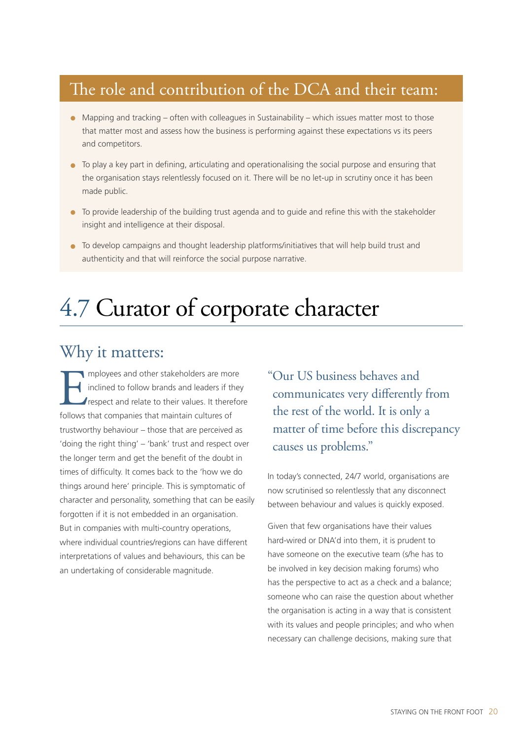## The role and contribution of the DCA and their team:

- Mapping and tracking – often with colleagues in Sustainability – which issues matter most to those that matter most and assess how the business is performing against these expectations vs its peers and competitors.
- To play a key part in defining, articulating and operationalising the social purpose and ensuring that the organisation stays relentlessly focused on it. There will be no let-up in scrutiny once it has been made public.
- To provide leadership of the building trust agenda and to guide and refine this with the stakeholder insight and intelligence at their disposal.
- To develop campaigns and thought leadership platforms/initiatives that will help build trust and authenticity and that will reinforce the social purpose narrative.

# 4.7 Curator of corporate character

## Why it matters:

Employees and other stakeholders are more inclined to follow brands and leaders if they respect and relate to their values. It therefore follows that companies that maintain cultures of trustworthy behaviour – those that are perceived as 'doing the right thing' – 'bank' trust and respect over the longer term and get the benefit of the doubt in times of difficulty. It comes back to the 'how we do things around here' principle. This is symptomatic of character and personality, something that can be easily forgotten if it is not embedded in an organisation. But in companies with multi-country operations, where individual countries/regions can have different interpretations of values and behaviours, this can be an undertaking of considerable magnitude.

> "Our US business behaves and communicates very differently from the rest of the world. It is only a matter of time before this discrepancy causes us problems."

In today's connected, 24/7 world, organisations are now scrutinised so relentlessly that any disconnect between behaviour and values is quickly exposed.

Given that few organisations have their values hard-wired or DNA'd into them, it is prudent to have someone on the executive team (s/he has to be involved in key decision making forums) who has the perspective to act as a check and a balance; someone who can raise the question about whether the organisation is acting in a way that is consistent with its values and people principles; and who when necessary can challenge decisions, making sure that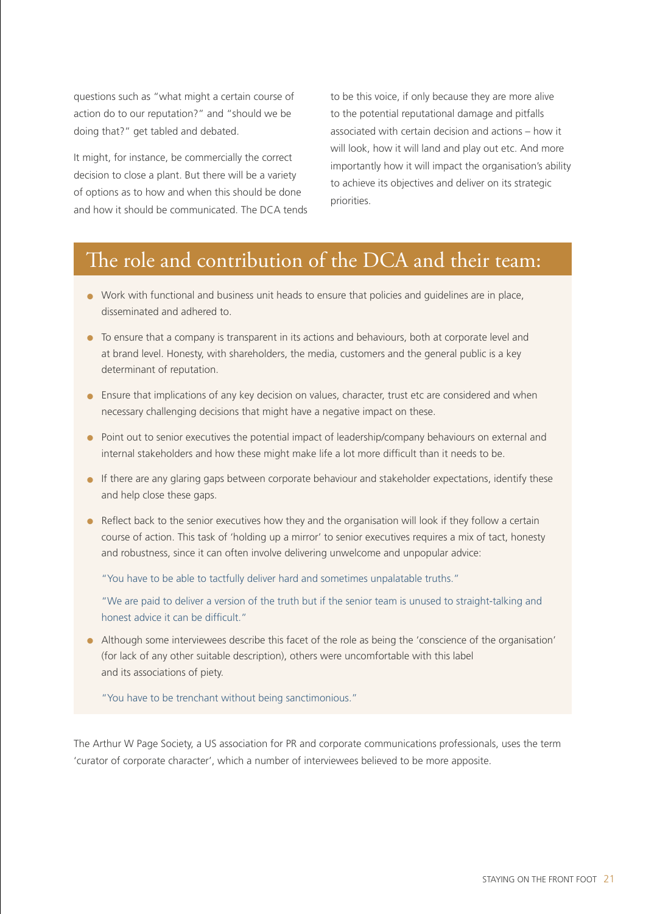questions such as "what might a certain course of action do to our reputation?" and "should we be doing that?" get tabled and debated.

It might, for instance, be commercially the correct decision to close a plant. But there will be a variety of options as to how and when this should be done and how it should be communicated. The DCA tends to be this voice, if only because they are more alive to the potential reputational damage and pitfalls associated with certain decision and actions – how it will look, how it will land and play out etc. And more importantly how it will impact the organisation's ability to achieve its objectives and deliver on its strategic priorities.

## The role and contribution of the DCA and their team:

- Work with functional and business unit heads to ensure that policies and guidelines are in place, disseminated and adhered to.
- To ensure that a company is transparent in its actions and behaviours, both at corporate level and at brand level. Honesty, with shareholders, the media, customers and the general public is a key determinant of reputation.
- Ensure that implications of any key decision on values, character, trust etc are considered and when necessary challenging decisions that might have a negative impact on these.
- Point out to senior executives the potential impact of leadership/company behaviours on external and internal stakeholders and how these might make life a lot more difficult than it needs to be.
- If there are any glaring gaps between corporate behaviour and stakeholder expectations, identify these and help close these gaps.
- Reflect back to the senior executives how they and the organisation will look if they follow a certain course of action. This task of 'holding up a mirror' to senior executives requires a mix of tact, honesty and robustness, since it can often involve delivering unwelcome and unpopular advice:

  "You have to be able to tactfully deliver hard and sometimes unpalatable truths."

  "We are paid to deliver a version of the truth but if the senior team is unused to straight-talking and honest advice it can be difficult."

- Although some interviewees describe this facet of the role as being the 'conscience of the organisation' (for lack of any other suitable description), others were uncomfortable with this label and its associations of piety.

  "You have to be trenchant without being sanctimonious."

The Arthur W Page Society, a US association for PR and corporate communications professionals, uses the term 'curator of corporate character', which a number of interviewees believed to be more apposite.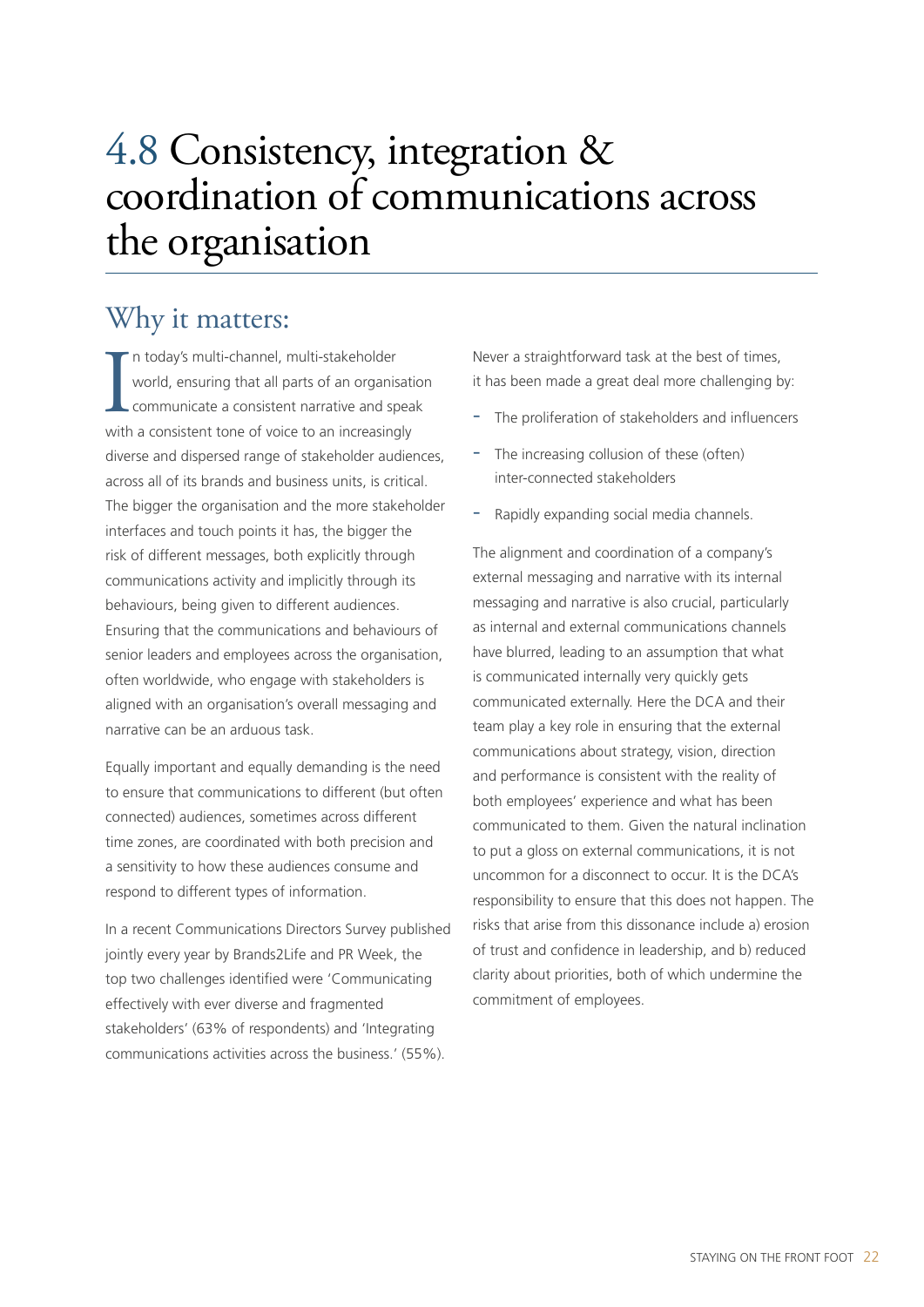# 4.8 Consistency, integration & coordination of communications across the organisation

## Why it matters:

In today's multi-channel, multi-stakeholder world, ensuring that all parts of an organisation communicate a consistent narrative and speak with a consistent tone of voice to an increasingly diverse and dispersed range of stakeholder audiences, across all of its brands and business units, is critical. The bigger the organisation and the more stakeholder interfaces and touch points it has, the bigger the risk of different messages, both explicitly through communications activity and implicitly through its behaviours, being given to different audiences. Ensuring that the communications and behaviours of senior leaders and employees across the organisation, often worldwide, who engage with stakeholders is aligned with an organisation's overall messaging and narrative can be an arduous task.

Equally important and equally demanding is the need to ensure that communications to different (but often connected) audiences, sometimes across different time zones, are coordinated with both precision and a sensitivity to how these audiences consume and respond to different types of information.

In a recent Communications Directors Survey published jointly every year by Brands2Life and PR Week, the top two challenges identified were 'Communicating effectively with ever diverse and fragmented stakeholders' (63% of respondents) and 'Integrating communications activities across the business.' (55%).

Never a straightforward task at the best of times, it has been made a great deal more challenging by:

- The proliferation of stakeholders and influencers
- The increasing collusion of these (often) inter-connected stakeholders
- Rapidly expanding social media channels.

The alignment and coordination of a company's external messaging and narrative with its internal messaging and narrative is also crucial, particularly as internal and external communications channels have blurred, leading to an assumption that what is communicated internally very quickly gets communicated externally. Here the DCA and their team play a key role in ensuring that the external communications about strategy, vision, direction and performance is consistent with the reality of both employees' experience and what has been communicated to them. Given the natural inclination to put a gloss on external communications, it is not uncommon for a disconnect to occur. It is the DCA's responsibility to ensure that this does not happen. The risks that arise from this dissonance include a) erosion of trust and confidence in leadership, and b) reduced clarity about priorities, both of which undermine the commitment of employees.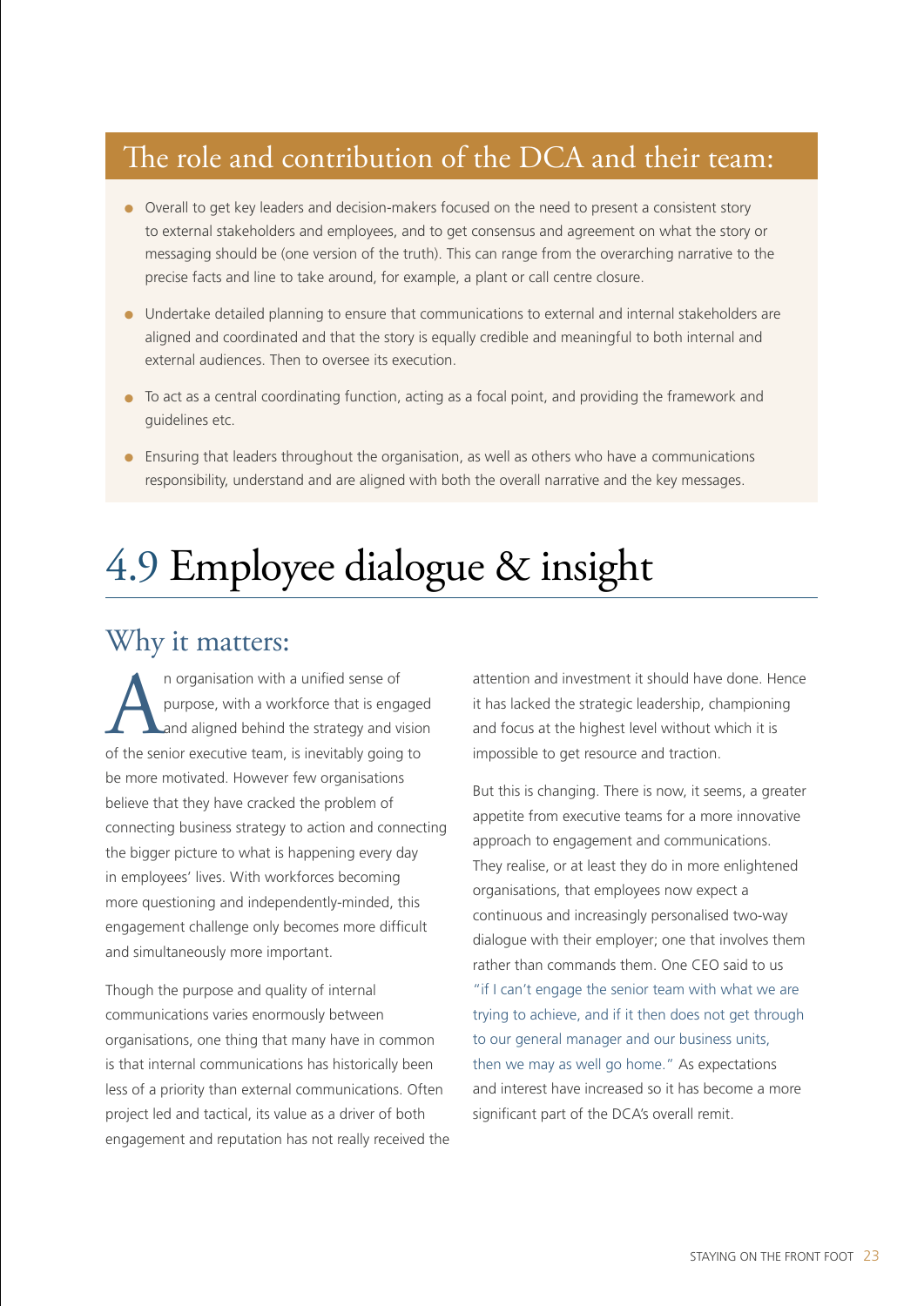## The role and contribution of the DCA and their team:

- Overall to get key leaders and decision-makers focused on the need to present a consistent story to external stakeholders and employees, and to get consensus and agreement on what the story or messaging should be (one version of the truth). This can range from the overarching narrative to the precise facts and line to take around, for example, a plant or call centre closure.
- Undertake detailed planning to ensure that communications to external and internal stakeholders are aligned and coordinated and that the story is equally credible and meaningful to both internal and external audiences. Then to oversee its execution.
- To act as a central coordinating function, acting as a focal point, and providing the framework and guidelines etc.
- Ensuring that leaders throughout the organisation, as well as others who have a communications responsibility, understand and are aligned with both the overall narrative and the key messages.

# 4.9 Employee dialogue & insight

## Why it matters:

An organisation with a unified sense of purpose, with a workforce that is engaged and aligned behind the strategy and vision of the senior executive team, is inevitably going to be more motivated. However few organisations believe that they have cracked the problem of connecting business strategy to action and connecting the bigger picture to what is happening every day in employees' lives. With workforces becoming more questioning and independently-minded, this engagement challenge only becomes more difficult and simultaneously more important.

Though the purpose and quality of internal communications varies enormously between organisations, one thing that many have in common is that internal communications has historically been less of a priority than external communications. Often project led and tactical, its value as a driver of both engagement and reputation has not really received the attention and investment it should have done. Hence it has lacked the strategic leadership, championing and focus at the highest level without which it is impossible to get resource and traction.

But this is changing. There is now, it seems, a greater appetite from executive teams for a more innovative approach to engagement and communications. They realise, or at least they do in more enlightened organisations, that employees now expect a continuous and increasingly personalised two-way dialogue with their employer; one that involves them rather than commands them. One CEO said to us "if I can't engage the senior team with what we are trying to achieve, and if it then does not get through to our general manager and our business units, then we may as well go home." As expectations and interest have increased so it has become a more significant part of the DCA's overall remit.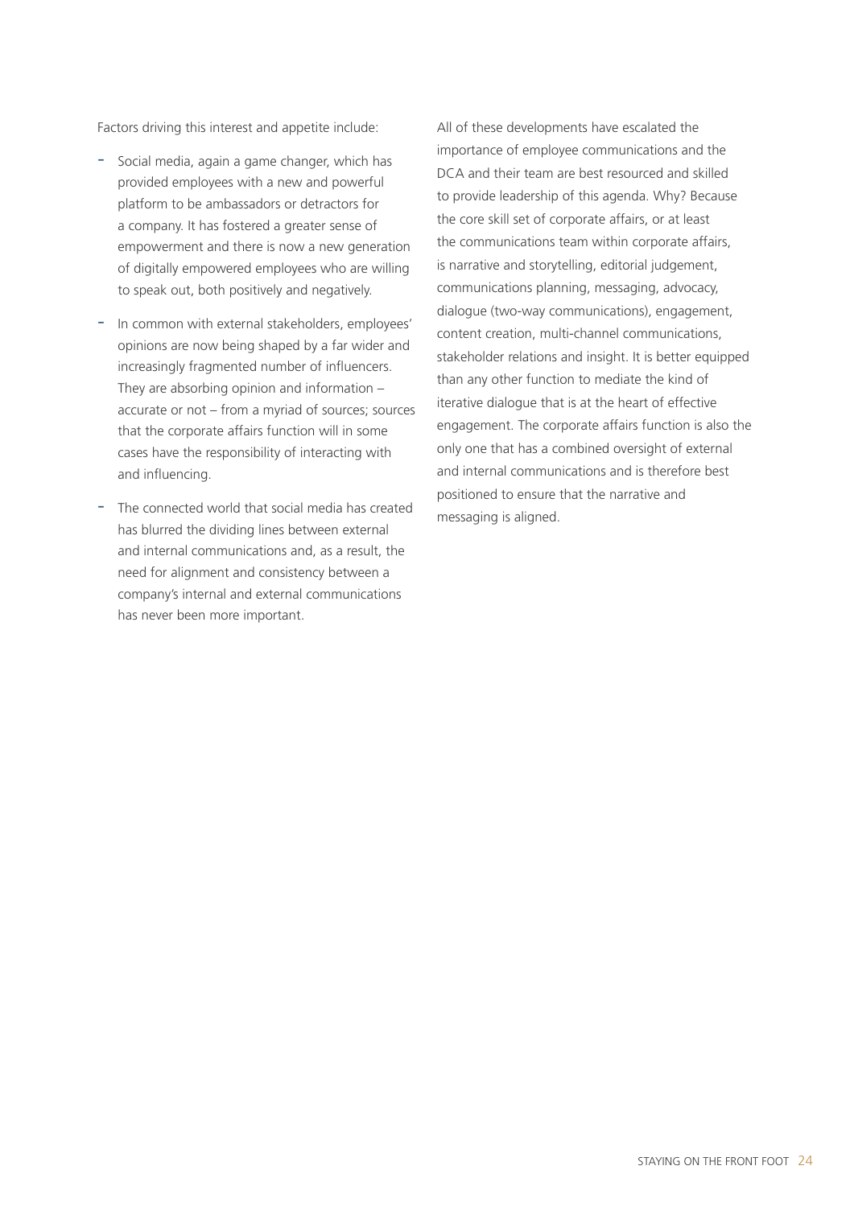Factors driving this interest and appetite include:

- Social media, again a game changer, which has provided employees with a new and powerful platform to be ambassadors or detractors for a company. It has fostered a greater sense of empowerment and there is now a new generation of digitally empowered employees who are willing to speak out, both positively and negatively.
- In common with external stakeholders, employees' opinions are now being shaped by a far wider and increasingly fragmented number of influencers. They are absorbing opinion and information – accurate or not – from a myriad of sources; sources that the corporate affairs function will in some cases have the responsibility of interacting with and influencing.
- The connected world that social media has created has blurred the dividing lines between external and internal communications and, as a result, the need for alignment and consistency between a company's internal and external communications has never been more important.

All of these developments have escalated the importance of employee communications and the DCA and their team are best resourced and skilled to provide leadership of this agenda. Why? Because the core skill set of corporate affairs, or at least the communications team within corporate affairs, is narrative and storytelling, editorial judgement, communications planning, messaging, advocacy, dialogue (two-way communications), engagement, content creation, multi-channel communications, stakeholder relations and insight. It is better equipped than any other function to mediate the kind of iterative dialogue that is at the heart of effective engagement. The corporate affairs function is also the only one that has a combined oversight of external and internal communications and is therefore best positioned to ensure that the narrative and messaging is aligned.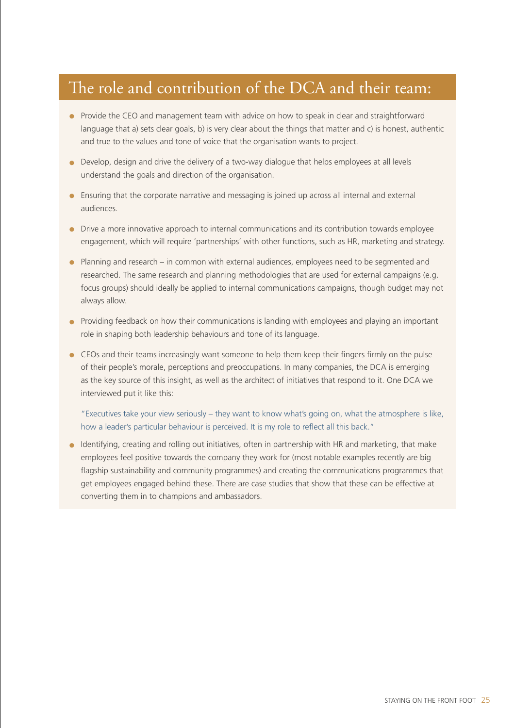## The role and contribution of the DCA and their team:

- Provide the CEO and management team with advice on how to speak in clear and straightforward language that a) sets clear goals, b) is very clear about the things that matter and c) is honest, authentic and true to the values and tone of voice that the organisation wants to project.
- Develop, design and drive the delivery of a two-way dialogue that helps employees at all levels understand the goals and direction of the organisation.
- Ensuring that the corporate narrative and messaging is joined up across all internal and external audiences.
- Drive a more innovative approach to internal communications and its contribution towards employee engagement, which will require 'partnerships' with other functions, such as HR, marketing and strategy.
- Planning and research – in common with external audiences, employees need to be segmented and researched. The same research and planning methodologies that are used for external campaigns (e.g. focus groups) should ideally be applied to internal communications campaigns, though budget may not always allow.
- Providing feedback on how their communications is landing with employees and playing an important role in shaping both leadership behaviours and tone of its language.
- CEOs and their teams increasingly want someone to help them keep their fingers firmly on the pulse of their people's morale, perceptions and preoccupations. In many companies, the DCA is emerging as the key source of this insight, as well as the architect of initiatives that respond to it. One DCA we interviewed put it like this:

  "Executives take your view seriously – they want to know what's going on, what the atmosphere is like, how a leader's particular behaviour is perceived. It is my role to reflect all this back."

- Identifying, creating and rolling out initiatives, often in partnership with HR and marketing, that make employees feel positive towards the company they work for (most notable examples recently are big flagship sustainability and community programmes) and creating the communications programmes that get employees engaged behind these. There are case studies that show that these can be effective at converting them in to champions and ambassadors.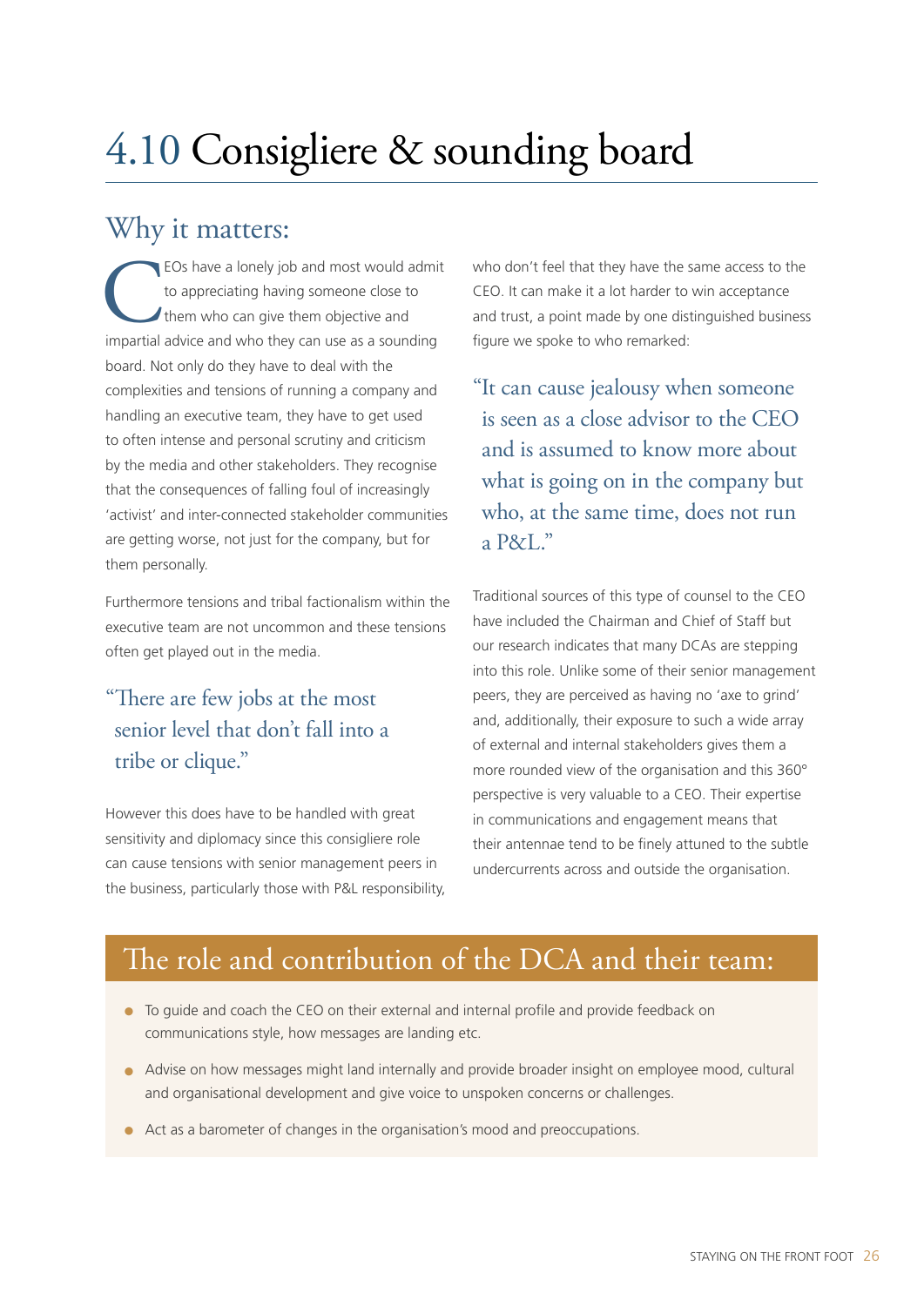# 4.10 Consigliere & sounding board

## Why it matters:

CEOs have a lonely job and most would admit to appreciating having someone close to them who can give them objective and impartial advice and who they can use as a sounding board. Not only do they have to deal with the complexities and tensions of running a company and handling an executive team, they have to get used to often intense and personal scrutiny and criticism by the media and other stakeholders. They recognise that the consequences of falling foul of increasingly 'activist' and inter-connected stakeholder communities are getting worse, not just for the company, but for them personally.

Furthermore tensions and tribal factionalism within the executive team are not uncommon and these tensions often get played out in the media.

> "There are few jobs at the most senior level that don't fall into a tribe or clique."

However this does have to be handled with great sensitivity and diplomacy since this consigliere role can cause tensions with senior management peers in the business, particularly those with P&L responsibility, who don't feel that they have the same access to the CEO. It can make it a lot harder to win acceptance and trust, a point made by one distinguished business figure we spoke to who remarked:

> "It can cause jealousy when someone is seen as a close advisor to the CEO and is assumed to know more about what is going on in the company but who, at the same time, does not run a P&L."

Traditional sources of this type of counsel to the CEO have included the Chairman and Chief of Staff but our research indicates that many DCAs are stepping into this role. Unlike some of their senior management peers, they are perceived as having no 'axe to grind' and, additionally, their exposure to such a wide array of external and internal stakeholders gives them a more rounded view of the organisation and this 360° perspective is very valuable to a CEO. Their expertise in communications and engagement means that their antennae tend to be finely attuned to the subtle undercurrents across and outside the organisation.

## The role and contribution of the DCA and their team:

- To guide and coach the CEO on their external and internal profile and provide feedback on communications style, how messages are landing etc.
- Advise on how messages might land internally and provide broader insight on employee mood, cultural and organisational development and give voice to unspoken concerns or challenges.
- Act as a barometer of changes in the organisation's mood and preoccupations.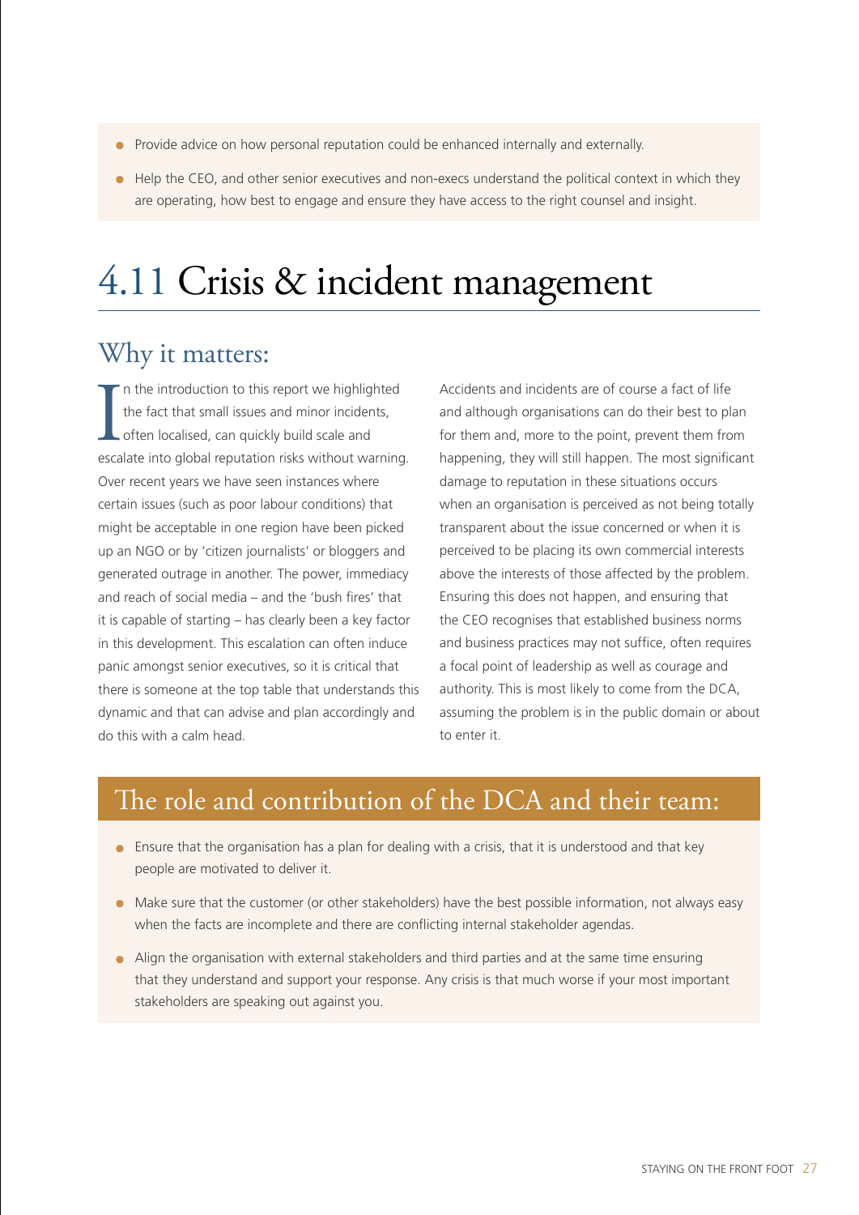- Provide advice on how personal reputation could be enhanced internally and externally.
- Help the CEO, and other senior executives and non-execs understand the political context in which they are operating, how best to engage and ensure they have access to the right counsel and insight.

# 4.11 Crisis & incident management

## Why it matters:

In the introduction to this report we highlighted the fact that small issues and minor incidents, often localised, can quickly build scale and escalate into global reputation risks without warning. Over recent years we have seen instances where certain issues (such as poor labour conditions) that might be acceptable in one region have been picked up an NGO or by 'citizen journalists' or bloggers and generated outrage in another. The power, immediacy and reach of social media – and the 'bush fires' that it is capable of starting – has clearly been a key factor in this development. This escalation can often induce panic amongst senior executives, so it is critical that there is someone at the top table that understands this dynamic and that can advise and plan accordingly and do this with a calm head.

Accidents and incidents are of course a fact of life and although organisations can do their best to plan for them and, more to the point, prevent them from happening, they will still happen. The most significant damage to reputation in these situations occurs when an organisation is perceived as not being totally transparent about the issue concerned or when it is perceived to be placing its own commercial interests above the interests of those affected by the problem. Ensuring this does not happen, and ensuring that the CEO recognises that established business norms and business practices may not suffice, often requires a focal point of leadership as well as courage and authority. This is most likely to come from the DCA, assuming the problem is in the public domain or about to enter it.

## The role and contribution of the DCA and their team:

- Ensure that the organisation has a plan for dealing with a crisis, that it is understood and that key people are motivated to deliver it.
- Make sure that the customer (or other stakeholders) have the best possible information, not always easy when the facts are incomplete and there are conflicting internal stakeholder agendas.
- Align the organisation with external stakeholders and third parties and at the same time ensuring that they understand and support your response. Any crisis is that much worse if your most important stakeholders are speaking out against you.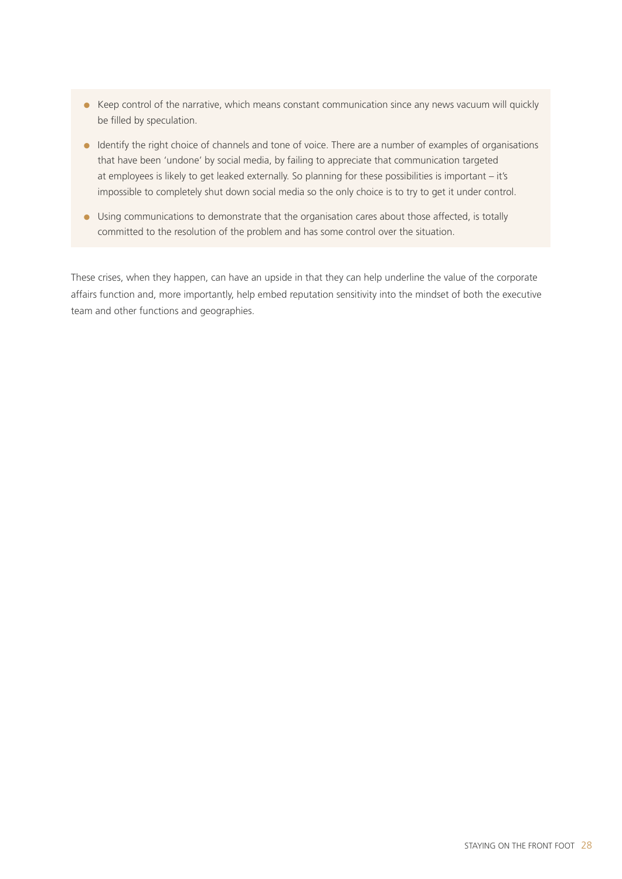- Keep control of the narrative, which means constant communication since any news vacuum will quickly be filled by speculation.
- Identify the right choice of channels and tone of voice. There are a number of examples of organisations that have been 'undone' by social media, by failing to appreciate that communication targeted at employees is likely to get leaked externally. So planning for these possibilities is important – it's impossible to completely shut down social media so the only choice is to try to get it under control.
- Using communications to demonstrate that the organisation cares about those affected, is totally committed to the resolution of the problem and has some control over the situation.

These crises, when they happen, can have an upside in that they can help underline the value of the corporate affairs function and, more importantly, help embed reputation sensitivity into the mindset of both the executive team and other functions and geographies.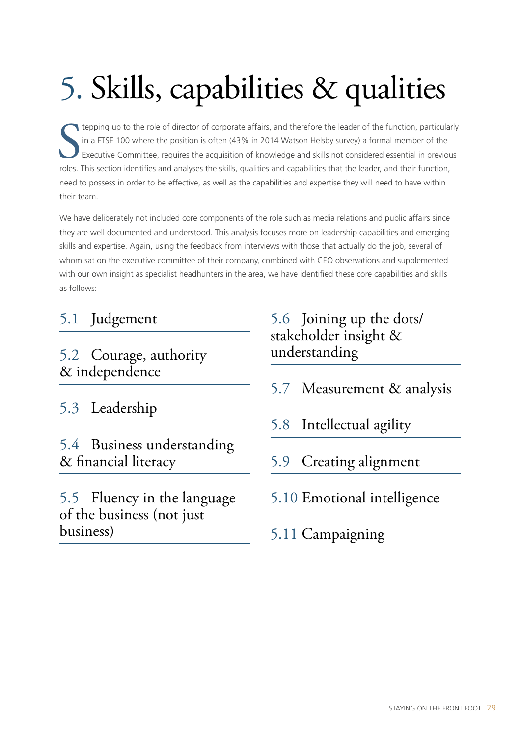# 5. Skills, capabilities & qualities

Stepping up to the role of director of corporate affairs, and therefore the leader of the function, particularly in a FTSE 100 where the position is often (43% in 2014 Watson Helsby survey) a formal member of the Executive Committee, requires the acquisition of knowledge and skills not considered essential in previous roles. This section identifies and analyses the skills, qualities and capabilities that the leader, and their function, need to possess in order to be effective, as well as the capabilities and expertise they will need to have within their team.

We have deliberately not included core components of the role such as media relations and public affairs since they are well documented and understood. This analysis focuses more on leadership capabilities and emerging skills and expertise. Again, using the feedback from interviews with those that actually do the job, several of whom sat on the executive committee of their company, combined with CEO observations and supplemented with our own insight as specialist headhunters in the area, we have identified these core capabilities and skills as follows:

- 5.1 Judgement
- 5.2 Courage, authority & independence
- 5.3 Leadership
- 5.4 Business understanding & financial literacy
- 5.5 Fluency in the language of the business (not just business)
- 5.6 Joining up the dots/ stakeholder insight & understanding
- 5.7 Measurement & analysis
- 5.8 Intellectual agility
- 5.9 Creating alignment
- 5.10 Emotional intelligence
- 5.11 Campaigning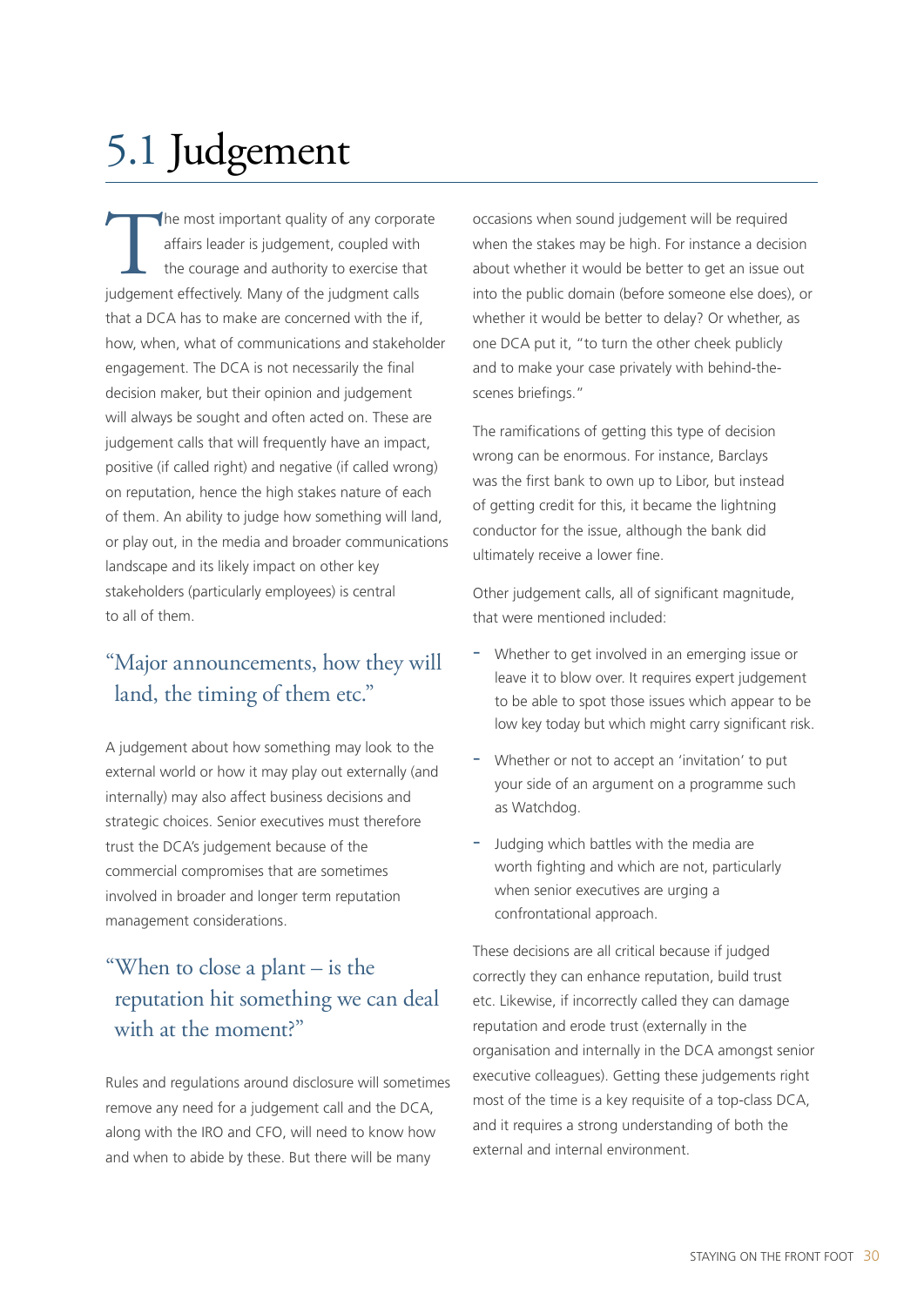# 5.1 Judgement

The most important quality of any corporate affairs leader is judgement, coupled with the courage and authority to exercise that judgement effectively. Many of the judgment calls that a DCA has to make are concerned with the if, how, when, what of communications and stakeholder engagement. The DCA is not necessarily the final decision maker, but their opinion and judgement will always be sought and often acted on. These are judgement calls that will frequently have an impact, positive (if called right) and negative (if called wrong) on reputation, hence the high stakes nature of each of them. An ability to judge how something will land, or play out, in the media and broader communications landscape and its likely impact on other key stakeholders (particularly employees) is central to all of them.

> "Major announcements, how they will land, the timing of them etc."

A judgement about how something may look to the external world or how it may play out externally (and internally) may also affect business decisions and strategic choices. Senior executives must therefore trust the DCA's judgement because of the commercial compromises that are sometimes involved in broader and longer term reputation management considerations.

> "When to close a plant – is the reputation hit something we can deal with at the moment?"

Rules and regulations around disclosure will sometimes remove any need for a judgement call and the DCA, along with the IRO and CFO, will need to know how and when to abide by these. But there will be many occasions when sound judgement will be required when the stakes may be high. For instance a decision about whether it would be better to get an issue out into the public domain (before someone else does), or whether it would be better to delay? Or whether, as one DCA put it, "to turn the other cheek publicly and to make your case privately with behind-the-scenes briefings."

The ramifications of getting this type of decision wrong can be enormous. For instance, Barclays was the first bank to own up to Libor, but instead of getting credit for this, it became the lightning conductor for the issue, although the bank did ultimately receive a lower fine.

Other judgement calls, all of significant magnitude, that were mentioned included:

- Whether to get involved in an emerging issue or leave it to blow over. It requires expert judgement to be able to spot those issues which appear to be low key today but which might carry significant risk.
- Whether or not to accept an 'invitation' to put your side of an argument on a programme such as Watchdog.
- Judging which battles with the media are worth fighting and which are not, particularly when senior executives are urging a confrontational approach.

These decisions are all critical because if judged correctly they can enhance reputation, build trust etc. Likewise, if incorrectly called they can damage reputation and erode trust (externally in the organisation and internally in the DCA amongst senior executive colleagues). Getting these judgements right most of the time is a key requisite of a top-class DCA, and it requires a strong understanding of both the external and internal environment.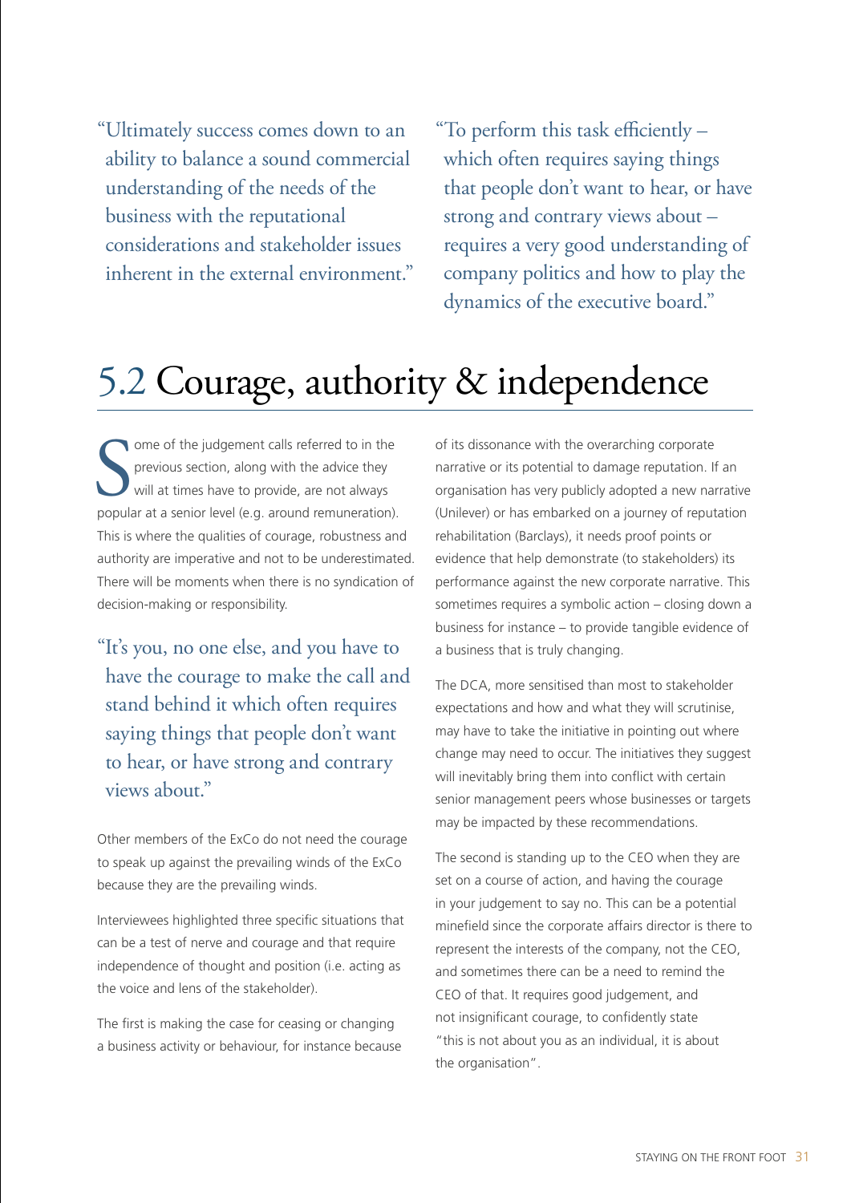"Ultimately success comes down to an ability to balance a sound commercial understanding of the needs of the business with the reputational considerations and stakeholder issues inherent in the external environment."

"To perform this task efficiently – which often requires saying things that people don't want to hear, or have strong and contrary views about – requires a very good understanding of company politics and how to play the dynamics of the executive board."

## 5.2 Courage, authority & independence

Some of the judgement calls referred to in the previous section, along with the advice they will at times have to provide, are not always popular at a senior level (e.g. around remuneration). This is where the qualities of courage, robustness and authority are imperative and not to be underestimated. There will be moments when there is no syndication of decision-making or responsibility.

"It's you, no one else, and you have to have the courage to make the call and stand behind it which often requires saying things that people don't want to hear, or have strong and contrary views about."

Other members of the ExCo do not need the courage to speak up against the prevailing winds of the ExCo because they are the prevailing winds.

Interviewees highlighted three specific situations that can be a test of nerve and courage and that require independence of thought and position (i.e. acting as the voice and lens of the stakeholder).

The first is making the case for ceasing or changing a business activity or behaviour, for instance because of its dissonance with the overarching corporate narrative or its potential to damage reputation. If an organisation has very publicly adopted a new narrative (Unilever) or has embarked on a journey of reputation rehabilitation (Barclays), it needs proof points or evidence that help demonstrate (to stakeholders) its performance against the new corporate narrative. This sometimes requires a symbolic action – closing down a business for instance – to provide tangible evidence of a business that is truly changing.

The DCA, more sensitised than most to stakeholder expectations and how and what they will scrutinise, may have to take the initiative in pointing out where change may need to occur. The initiatives they suggest will inevitably bring them into conflict with certain senior management peers whose businesses or targets may be impacted by these recommendations.

The second is standing up to the CEO when they are set on a course of action, and having the courage in your judgement to say no. This can be a potential minefield since the corporate affairs director is there to represent the interests of the company, not the CEO, and sometimes there can be a need to remind the CEO of that. It requires good judgement, and not insignificant courage, to confidently state "this is not about you as an individual, it is about the organisation".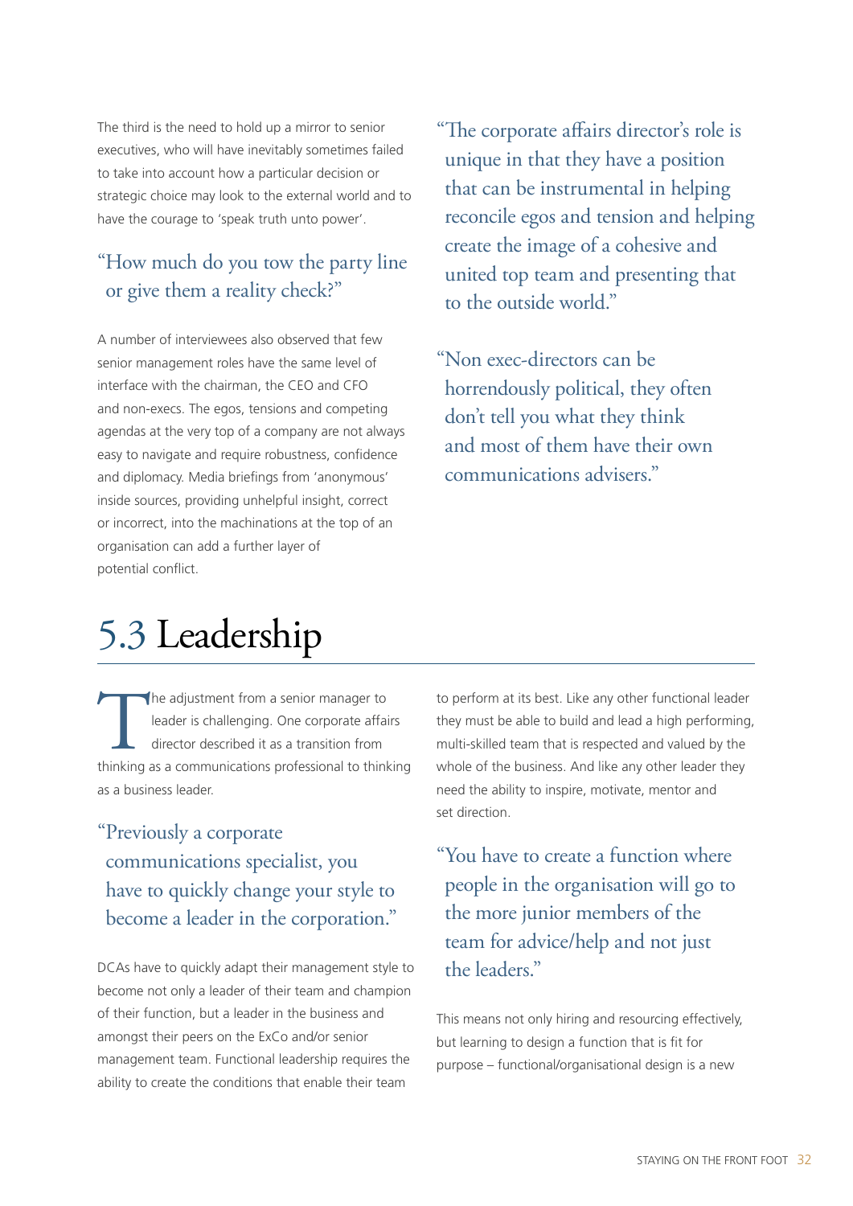The third is the need to hold up a mirror to senior executives, who will have inevitably sometimes failed to take into account how a particular decision or strategic choice may look to the external world and to have the courage to 'speak truth unto power'.

> "How much do you tow the party line or give them a reality check?"

A number of interviewees also observed that few senior management roles have the same level of interface with the chairman, the CEO and CFO and non-execs. The egos, tensions and competing agendas at the very top of a company are not always easy to navigate and require robustness, confidence and diplomacy. Media briefings from 'anonymous' inside sources, providing unhelpful insight, correct or incorrect, into the machinations at the top of an organisation can add a further layer of potential conflict.

> "The corporate affairs director's role is unique in that they have a position that can be instrumental in helping reconcile egos and tension and helping create the image of a cohesive and united top team and presenting that to the outside world."

> "Non exec-directors can be horrendously political, they often don't tell you what they think and most of them have their own communications advisers."

## 5.3 Leadership

The adjustment from a senior manager to leader is challenging. One corporate affairs director described it as a transition from thinking as a communications professional to thinking as a business leader.

> "Previously a corporate communications specialist, you have to quickly change your style to become a leader in the corporation."

DCAs have to quickly adapt their management style to become not only a leader of their team and champion of their function, but a leader in the business and amongst their peers on the ExCo and/or senior management team. Functional leadership requires the ability to create the conditions that enable their team to perform at its best. Like any other functional leader they must be able to build and lead a high performing, multi-skilled team that is respected and valued by the whole of the business. And like any other leader they need the ability to inspire, motivate, mentor and set direction.

> "You have to create a function where people in the organisation will go to the more junior members of the team for advice/help and not just the leaders."

This means not only hiring and resourcing effectively, but learning to design a function that is fit for purpose – functional/organisational design is a new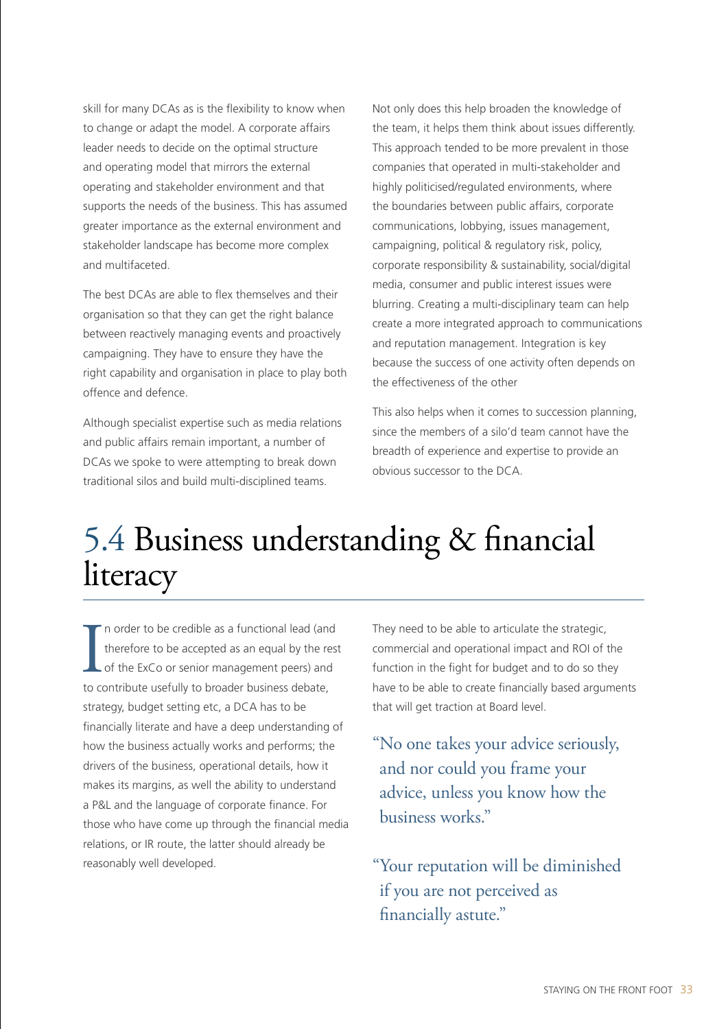skill for many DCAs as is the flexibility to know when to change or adapt the model. A corporate affairs leader needs to decide on the optimal structure and operating model that mirrors the external operating and stakeholder environment and that supports the needs of the business. This has assumed greater importance as the external environment and stakeholder landscape has become more complex and multifaceted.

The best DCAs are able to flex themselves and their organisation so that they can get the right balance between reactively managing events and proactively campaigning. They have to ensure they have the right capability and organisation in place to play both offence and defence.

Although specialist expertise such as media relations and public affairs remain important, a number of DCAs we spoke to were attempting to break down traditional silos and build multi-disciplined teams.

Not only does this help broaden the knowledge of the team, it helps them think about issues differently. This approach tended to be more prevalent in those companies that operated in multi-stakeholder and highly politicised/regulated environments, where the boundaries between public affairs, corporate communications, lobbying, issues management, campaigning, political & regulatory risk, policy, corporate responsibility & sustainability, social/digital media, consumer and public interest issues were blurring. Creating a multi-disciplinary team can help create a more integrated approach to communications and reputation management. Integration is key because the success of one activity often depends on the effectiveness of the other

This also helps when it comes to succession planning, since the members of a silo'd team cannot have the breadth of experience and expertise to provide an obvious successor to the DCA.

## 5.4 Business understanding & financial literacy

In order to be credible as a functional lead (and therefore to be accepted as an equal by the rest of the ExCo or senior management peers) and to contribute usefully to broader business debate, strategy, budget setting etc, a DCA has to be financially literate and have a deep understanding of how the business actually works and performs; the drivers of the business, operational details, how it makes its margins, as well the ability to understand a P&L and the language of corporate finance. For those who have come up through the financial media relations, or IR route, the latter should already be reasonably well developed.

They need to be able to articulate the strategic, commercial and operational impact and ROI of the function in the fight for budget and to do so they have to be able to create financially based arguments that will get traction at Board level.

> "No one takes your advice seriously, and nor could you frame your advice, unless you know how the business works."

> "Your reputation will be diminished if you are not perceived as financially astute."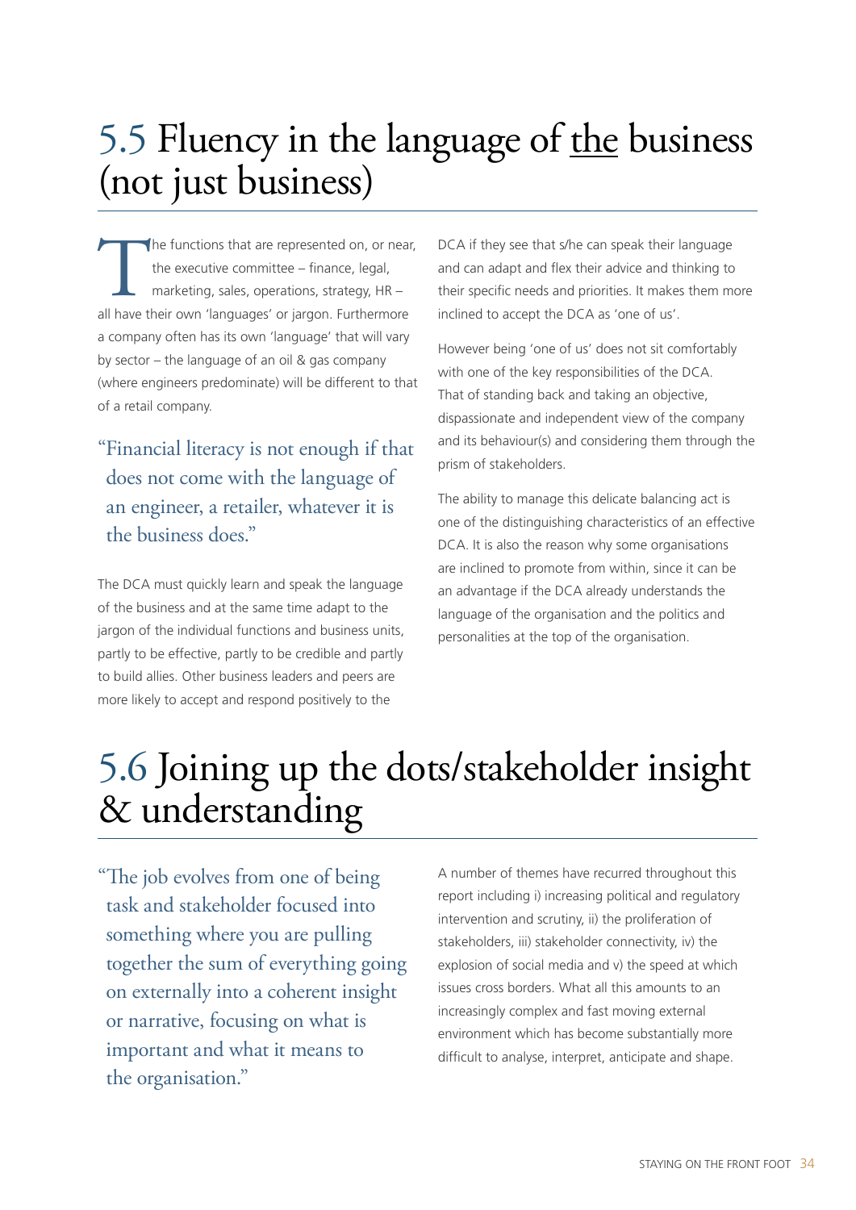# 5.5 Fluency in the language of the business (not just business)

The functions that are represented on, or near, the executive committee – finance, legal, marketing, sales, operations, strategy, HR – all have their own 'languages' or jargon. Furthermore a company often has its own 'language' that will vary by sector – the language of an oil & gas company (where engineers predominate) will be different to that of a retail company.

> "Financial literacy is not enough if that does not come with the language of an engineer, a retailer, whatever it is the business does."

The DCA must quickly learn and speak the language of the business and at the same time adapt to the jargon of the individual functions and business units, partly to be effective, partly to be credible and partly to build allies. Other business leaders and peers are more likely to accept and respond positively to the DCA if they see that s/he can speak their language and can adapt and flex their advice and thinking to their specific needs and priorities. It makes them more inclined to accept the DCA as 'one of us'.

However being 'one of us' does not sit comfortably with one of the key responsibilities of the DCA. That of standing back and taking an objective, dispassionate and independent view of the company and its behaviour(s) and considering them through the prism of stakeholders.

The ability to manage this delicate balancing act is one of the distinguishing characteristics of an effective DCA. It is also the reason why some organisations are inclined to promote from within, since it can be an advantage if the DCA already understands the language of the organisation and the politics and personalities at the top of the organisation.

# 5.6 Joining up the dots/stakeholder insight & understanding

> "The job evolves from one of being task and stakeholder focused into something where you are pulling together the sum of everything going on externally into a coherent insight or narrative, focusing on what is important and what it means to the organisation."

A number of themes have recurred throughout this report including i) increasing political and regulatory intervention and scrutiny, ii) the proliferation of stakeholders, iii) stakeholder connectivity, iv) the explosion of social media and v) the speed at which issues cross borders. What all this amounts to an increasingly complex and fast moving external environment which has become substantially more difficult to analyse, interpret, anticipate and shape.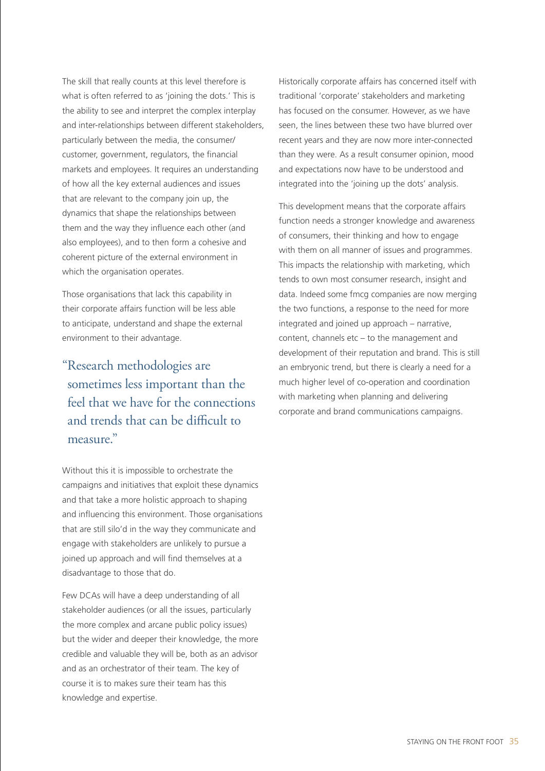The skill that really counts at this level therefore is what is often referred to as 'joining the dots.' This is the ability to see and interpret the complex interplay and inter-relationships between different stakeholders, particularly between the media, the consumer/customer, government, regulators, the financial markets and employees. It requires an understanding of how all the key external audiences and issues that are relevant to the company join up, the dynamics that shape the relationships between them and the way they influence each other (and also employees), and to then form a cohesive and coherent picture of the external environment in which the organisation operates.

Those organisations that lack this capability in their corporate affairs function will be less able to anticipate, understand and shape the external environment to their advantage.

> "Research methodologies are sometimes less important than the feel that we have for the connections and trends that can be difficult to measure."

Without this it is impossible to orchestrate the campaigns and initiatives that exploit these dynamics and that take a more holistic approach to shaping and influencing this environment. Those organisations that are still silo'd in the way they communicate and engage with stakeholders are unlikely to pursue a joined up approach and will find themselves at a disadvantage to those that do.

Few DCAs will have a deep understanding of all stakeholder audiences (or all the issues, particularly the more complex and arcane public policy issues) but the wider and deeper their knowledge, the more credible and valuable they will be, both as an advisor and as an orchestrator of their team. The key of course it is to makes sure their team has this knowledge and expertise.

Historically corporate affairs has concerned itself with traditional 'corporate' stakeholders and marketing has focused on the consumer. However, as we have seen, the lines between these two have blurred over recent years and they are now more inter-connected than they were. As a result consumer opinion, mood and expectations now have to be understood and integrated into the 'joining up the dots' analysis.

This development means that the corporate affairs function needs a stronger knowledge and awareness of consumers, their thinking and how to engage with them on all manner of issues and programmes. This impacts the relationship with marketing, which tends to own most consumer research, insight and data. Indeed some fmcg companies are now merging the two functions, a response to the need for more integrated and joined up approach – narrative, content, channels etc – to the management and development of their reputation and brand. This is still an embryonic trend, but there is clearly a need for a much higher level of co-operation and coordination with marketing when planning and delivering corporate and brand communications campaigns.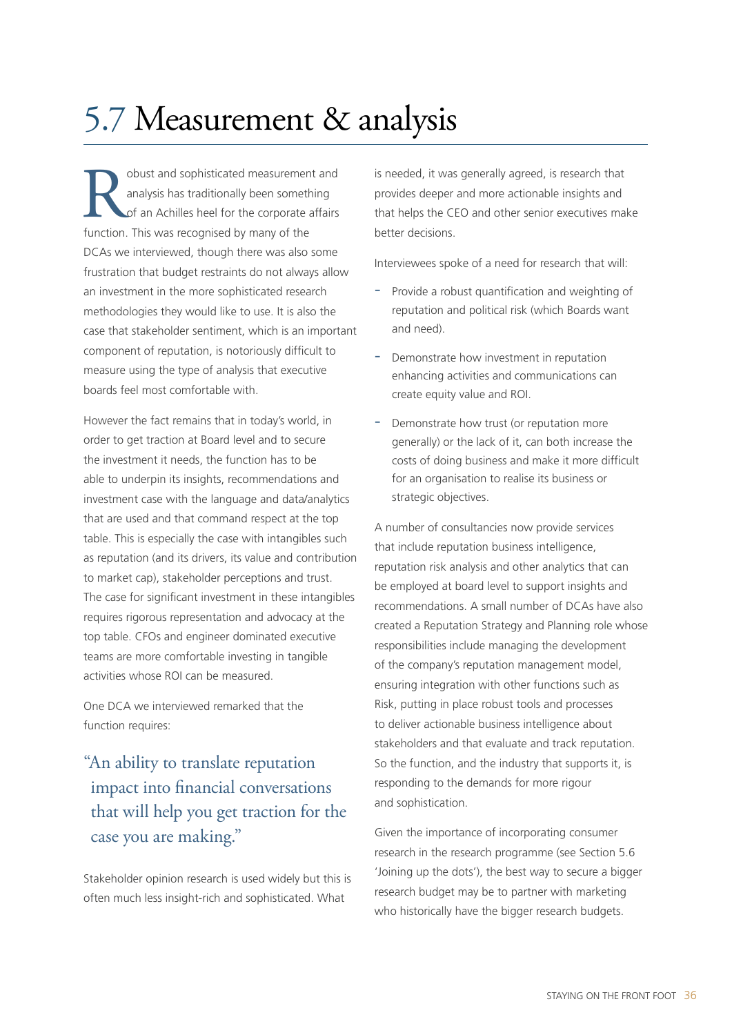# 5.7 Measurement & analysis

Robust and sophisticated measurement and analysis has traditionally been something of an Achilles heel for the corporate affairs function. This was recognised by many of the DCAs we interviewed, though there was also some frustration that budget restraints do not always allow an investment in the more sophisticated research methodologies they would like to use. It is also the case that stakeholder sentiment, which is an important component of reputation, is notoriously difficult to measure using the type of analysis that executive boards feel most comfortable with.

However the fact remains that in today's world, in order to get traction at Board level and to secure the investment it needs, the function has to be able to underpin its insights, recommendations and investment case with the language and data/analytics that are used and that command respect at the top table. This is especially the case with intangibles such as reputation (and its drivers, its value and contribution to market cap), stakeholder perceptions and trust. The case for significant investment in these intangibles requires rigorous representation and advocacy at the top table. CFOs and engineer dominated executive teams are more comfortable investing in tangible activities whose ROI can be measured.

One DCA we interviewed remarked that the function requires:

> "An ability to translate reputation impact into financial conversations that will help you get traction for the case you are making."

Stakeholder opinion research is used widely but this is often much less insight-rich and sophisticated. What is needed, it was generally agreed, is research that provides deeper and more actionable insights and that helps the CEO and other senior executives make better decisions.

Interviewees spoke of a need for research that will:

- Provide a robust quantification and weighting of reputation and political risk (which Boards want and need).
- Demonstrate how investment in reputation enhancing activities and communications can create equity value and ROI.
- Demonstrate how trust (or reputation more generally) or the lack of it, can both increase the costs of doing business and make it more difficult for an organisation to realise its business or strategic objectives.

A number of consultancies now provide services that include reputation business intelligence, reputation risk analysis and other analytics that can be employed at board level to support insights and recommendations. A small number of DCAs have also created a Reputation Strategy and Planning role whose responsibilities include managing the development of the company's reputation management model, ensuring integration with other functions such as Risk, putting in place robust tools and processes to deliver actionable business intelligence about stakeholders and that evaluate and track reputation. So the function, and the industry that supports it, is responding to the demands for more rigour and sophistication.

Given the importance of incorporating consumer research in the research programme (see Section 5.6 'Joining up the dots'), the best way to secure a bigger research budget may be to partner with marketing who historically have the bigger research budgets.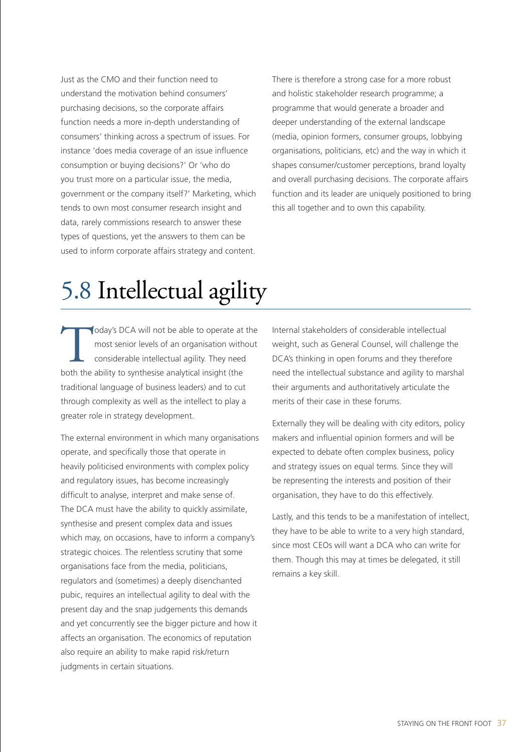Just as the CMO and their function need to understand the motivation behind consumers' purchasing decisions, so the corporate affairs function needs a more in-depth understanding of consumers' thinking across a spectrum of issues. For instance 'does media coverage of an issue influence consumption or buying decisions?' Or 'who do you trust more on a particular issue, the media, government or the company itself?' Marketing, which tends to own most consumer research insight and data, rarely commissions research to answer these types of questions, yet the answers to them can be used to inform corporate affairs strategy and content.

There is therefore a strong case for a more robust and holistic stakeholder research programme; a programme that would generate a broader and deeper understanding of the external landscape (media, opinion formers, consumer groups, lobbying organisations, politicians, etc) and the way in which it shapes consumer/customer perceptions, brand loyalty and overall purchasing decisions. The corporate affairs function and its leader are uniquely positioned to bring this all together and to own this capability.

# 5.8 Intellectual agility

Today's DCA will not be able to operate at the most senior levels of an organisation without considerable intellectual agility. They need both the ability to synthesise analytical insight (the traditional language of business leaders) and to cut through complexity as well as the intellect to play a greater role in strategy development.

The external environment in which many organisations operate, and specifically those that operate in heavily politicised environments with complex policy and regulatory issues, has become increasingly difficult to analyse, interpret and make sense of. The DCA must have the ability to quickly assimilate, synthesise and present complex data and issues which may, on occasions, have to inform a company's strategic choices. The relentless scrutiny that some organisations face from the media, politicians, regulators and (sometimes) a deeply disenchanted pubic, requires an intellectual agility to deal with the present day and the snap judgements this demands and yet concurrently see the bigger picture and how it affects an organisation. The economics of reputation also require an ability to make rapid risk/return judgments in certain situations.

Internal stakeholders of considerable intellectual weight, such as General Counsel, will challenge the DCA's thinking in open forums and they therefore need the intellectual substance and agility to marshal their arguments and authoritatively articulate the merits of their case in these forums.

Externally they will be dealing with city editors, policy makers and influential opinion formers and will be expected to debate often complex business, policy and strategy issues on equal terms. Since they will be representing the interests and position of their organisation, they have to do this effectively.

Lastly, and this tends to be a manifestation of intellect, they have to be able to write to a very high standard, since most CEOs will want a DCA who can write for them. Though this may at times be delegated, it still remains a key skill.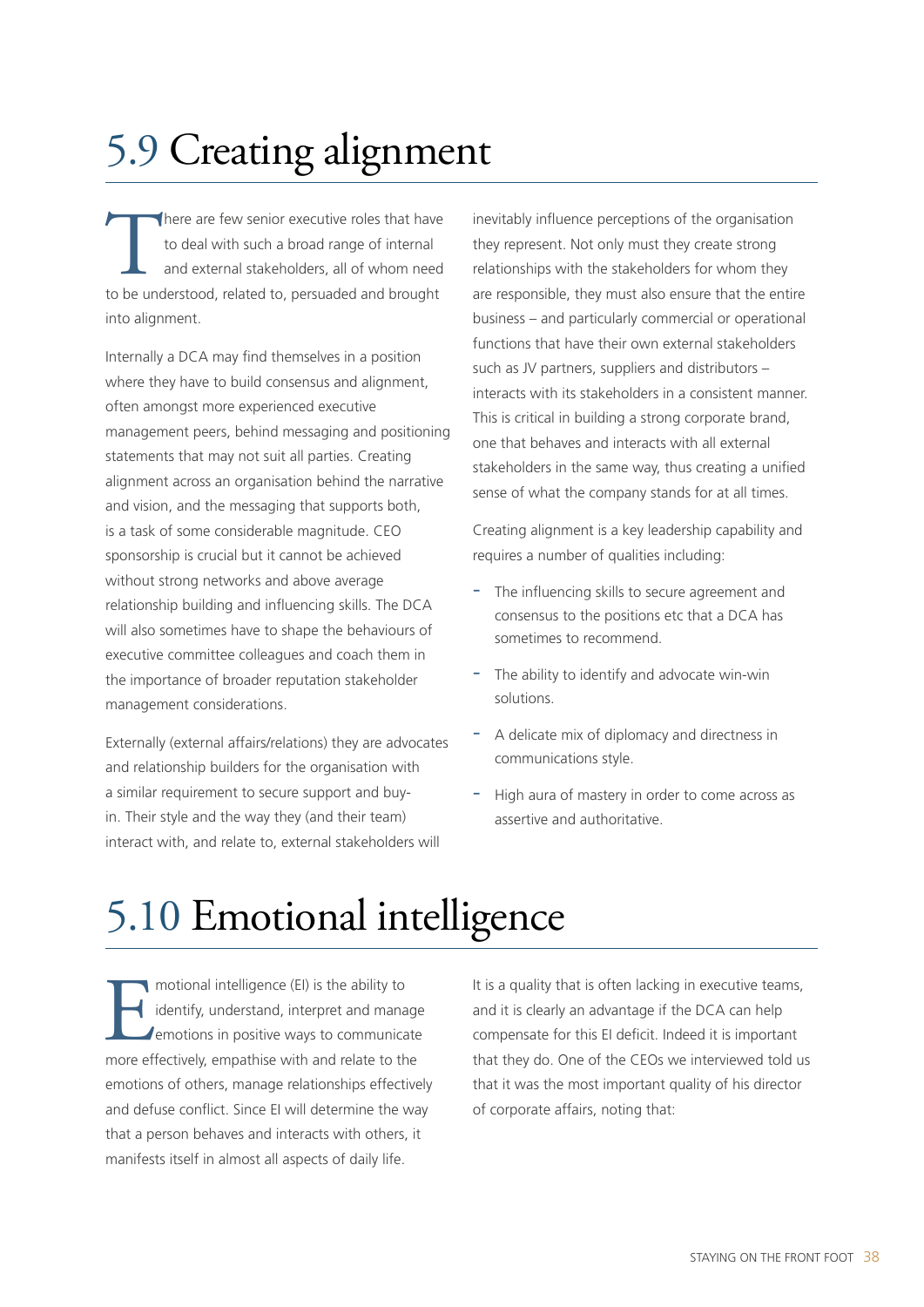# 5.9 Creating alignment

There are few senior executive roles that have to deal with such a broad range of internal and external stakeholders, all of whom need to be understood, related to, persuaded and brought into alignment.

Internally a DCA may find themselves in a position where they have to build consensus and alignment, often amongst more experienced executive management peers, behind messaging and positioning statements that may not suit all parties. Creating alignment across an organisation behind the narrative and vision, and the messaging that supports both, is a task of some considerable magnitude. CEO sponsorship is crucial but it cannot be achieved without strong networks and above average relationship building and influencing skills. The DCA will also sometimes have to shape the behaviours of executive committee colleagues and coach them in the importance of broader reputation stakeholder management considerations.

Externally (external affairs/relations) they are advocates and relationship builders for the organisation with a similar requirement to secure support and buy-in. Their style and the way they (and their team) interact with, and relate to, external stakeholders will inevitably influence perceptions of the organisation they represent. Not only must they create strong relationships with the stakeholders for whom they are responsible, they must also ensure that the entire business – and particularly commercial or operational functions that have their own external stakeholders such as JV partners, suppliers and distributors – interacts with its stakeholders in a consistent manner. This is critical in building a strong corporate brand, one that behaves and interacts with all external stakeholders in the same way, thus creating a unified sense of what the company stands for at all times.

Creating alignment is a key leadership capability and requires a number of qualities including:

- The influencing skills to secure agreement and consensus to the positions etc that a DCA has sometimes to recommend.
- The ability to identify and advocate win-win solutions.
- A delicate mix of diplomacy and directness in communications style.
- High aura of mastery in order to come across as assertive and authoritative.

# 5.10 Emotional intelligence

Emotional intelligence (EI) is the ability to identify, understand, interpret and manage emotions in positive ways to communicate more effectively, empathise with and relate to the emotions of others, manage relationships effectively and defuse conflict. Since EI will determine the way that a person behaves and interacts with others, it manifests itself in almost all aspects of daily life.

It is a quality that is often lacking in executive teams, and it is clearly an advantage if the DCA can help compensate for this EI deficit. Indeed it is important that they do. One of the CEOs we interviewed told us that it was the most important quality of his director of corporate affairs, noting that: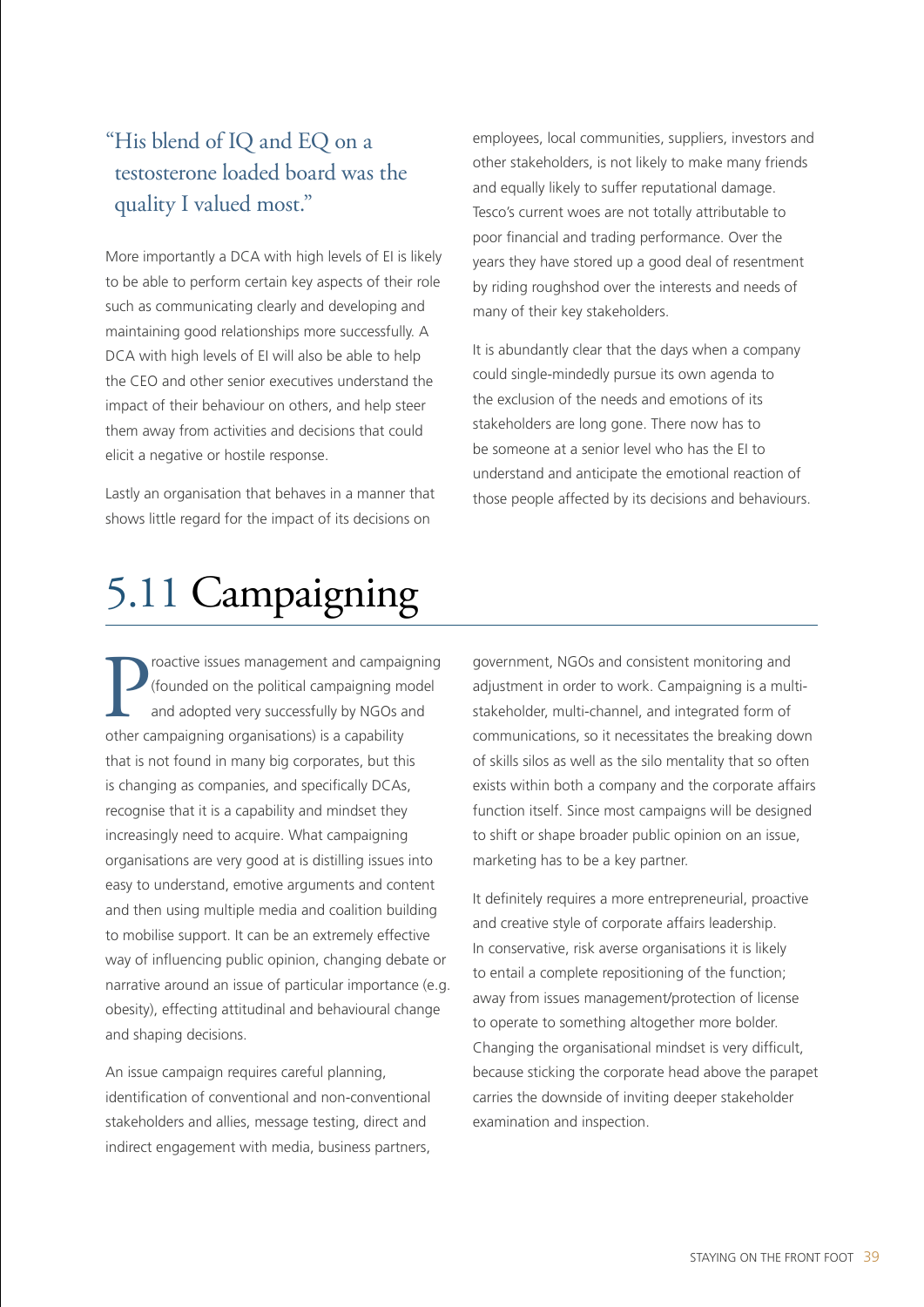> "His blend of IQ and EQ on a testosterone loaded board was the quality I valued most."

More importantly a DCA with high levels of EI is likely to be able to perform certain key aspects of their role such as communicating clearly and developing and maintaining good relationships more successfully. A DCA with high levels of EI will also be able to help the CEO and other senior executives understand the impact of their behaviour on others, and help steer them away from activities and decisions that could elicit a negative or hostile response.

Lastly an organisation that behaves in a manner that shows little regard for the impact of its decisions on employees, local communities, suppliers, investors and other stakeholders, is not likely to make many friends and equally likely to suffer reputational damage. Tesco's current woes are not totally attributable to poor financial and trading performance. Over the years they have stored up a good deal of resentment by riding roughshod over the interests and needs of many of their key stakeholders.

It is abundantly clear that the days when a company could single-mindedly pursue its own agenda to the exclusion of the needs and emotions of its stakeholders are long gone. There now has to be someone at a senior level who has the EI to understand and anticipate the emotional reaction of those people affected by its decisions and behaviours.

# 5.11 Campaigning

Proactive issues management and campaigning (founded on the political campaigning model and adopted very successfully by NGOs and other campaigning organisations) is a capability that is not found in many big corporates, but this is changing as companies, and specifically DCAs, recognise that it is a capability and mindset they increasingly need to acquire. What campaigning organisations are very good at is distilling issues into easy to understand, emotive arguments and content and then using multiple media and coalition building to mobilise support. It can be an extremely effective way of influencing public opinion, changing debate or narrative around an issue of particular importance (e.g. obesity), effecting attitudinal and behavioural change and shaping decisions.

An issue campaign requires careful planning, identification of conventional and non-conventional stakeholders and allies, message testing, direct and indirect engagement with media, business partners, government, NGOs and consistent monitoring and adjustment in order to work. Campaigning is a multi-stakeholder, multi-channel, and integrated form of communications, so it necessitates the breaking down of skills silos as well as the silo mentality that so often exists within both a company and the corporate affairs function itself. Since most campaigns will be designed to shift or shape broader public opinion on an issue, marketing has to be a key partner.

It definitely requires a more entrepreneurial, proactive and creative style of corporate affairs leadership. In conservative, risk averse organisations it is likely to entail a complete repositioning of the function; away from issues management/protection of license to operate to something altogether more bolder. Changing the organisational mindset is very difficult, because sticking the corporate head above the parapet carries the downside of inviting deeper stakeholder examination and inspection.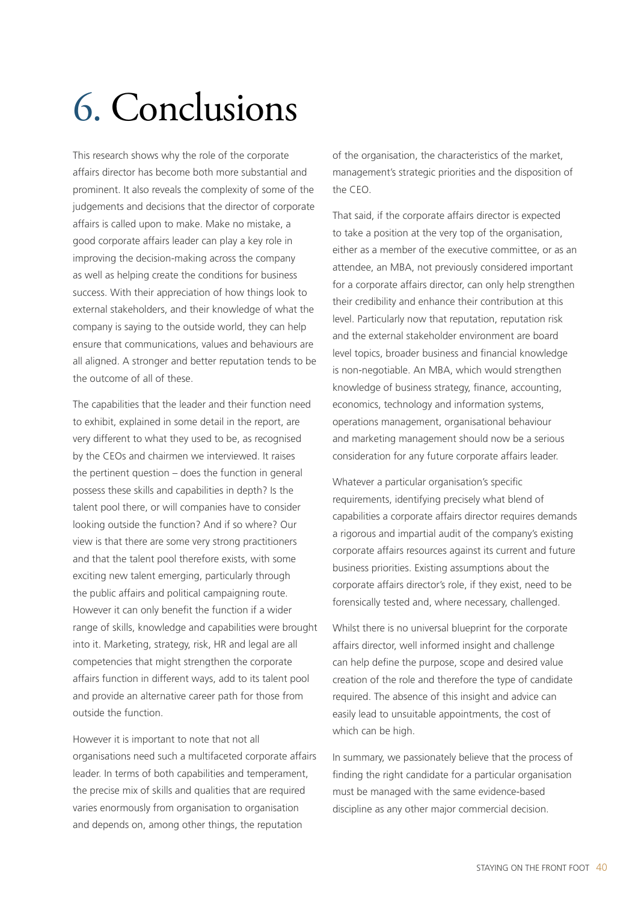# 6. Conclusions

This research shows why the role of the corporate affairs director has become both more substantial and prominent. It also reveals the complexity of some of the judgements and decisions that the director of corporate affairs is called upon to make. Make no mistake, a good corporate affairs leader can play a key role in improving the decision-making across the company as well as helping create the conditions for business success. With their appreciation of how things look to external stakeholders, and their knowledge of what the company is saying to the outside world, they can help ensure that communications, values and behaviours are all aligned. A stronger and better reputation tends to be the outcome of all of these.

The capabilities that the leader and their function need to exhibit, explained in some detail in the report, are very different to what they used to be, as recognised by the CEOs and chairmen we interviewed. It raises the pertinent question – does the function in general possess these skills and capabilities in depth? Is the talent pool there, or will companies have to consider looking outside the function? And if so where? Our view is that there are some very strong practitioners and that the talent pool therefore exists, with some exciting new talent emerging, particularly through the public affairs and political campaigning route. However it can only benefit the function if a wider range of skills, knowledge and capabilities were brought into it. Marketing, strategy, risk, HR and legal are all competencies that might strengthen the corporate affairs function in different ways, add to its talent pool and provide an alternative career path for those from outside the function.

However it is important to note that not all organisations need such a multifaceted corporate affairs leader. In terms of both capabilities and temperament, the precise mix of skills and qualities that are required varies enormously from organisation to organisation and depends on, among other things, the reputation of the organisation, the characteristics of the market, management's strategic priorities and the disposition of the CEO.

That said, if the corporate affairs director is expected to take a position at the very top of the organisation, either as a member of the executive committee, or as an attendee, an MBA, not previously considered important for a corporate affairs director, can only help strengthen their credibility and enhance their contribution at this level. Particularly now that reputation, reputation risk and the external stakeholder environment are board level topics, broader business and financial knowledge is non-negotiable. An MBA, which would strengthen knowledge of business strategy, finance, accounting, economics, technology and information systems, operations management, organisational behaviour and marketing management should now be a serious consideration for any future corporate affairs leader.

Whatever a particular organisation's specific requirements, identifying precisely what blend of capabilities a corporate affairs director requires demands a rigorous and impartial audit of the company's existing corporate affairs resources against its current and future business priorities. Existing assumptions about the corporate affairs director's role, if they exist, need to be forensically tested and, where necessary, challenged.

Whilst there is no universal blueprint for the corporate affairs director, well informed insight and challenge can help define the purpose, scope and desired value creation of the role and therefore the type of candidate required. The absence of this insight and advice can easily lead to unsuitable appointments, the cost of which can be high.

In summary, we passionately believe that the process of finding the right candidate for a particular organisation must be managed with the same evidence-based discipline as any other major commercial decision.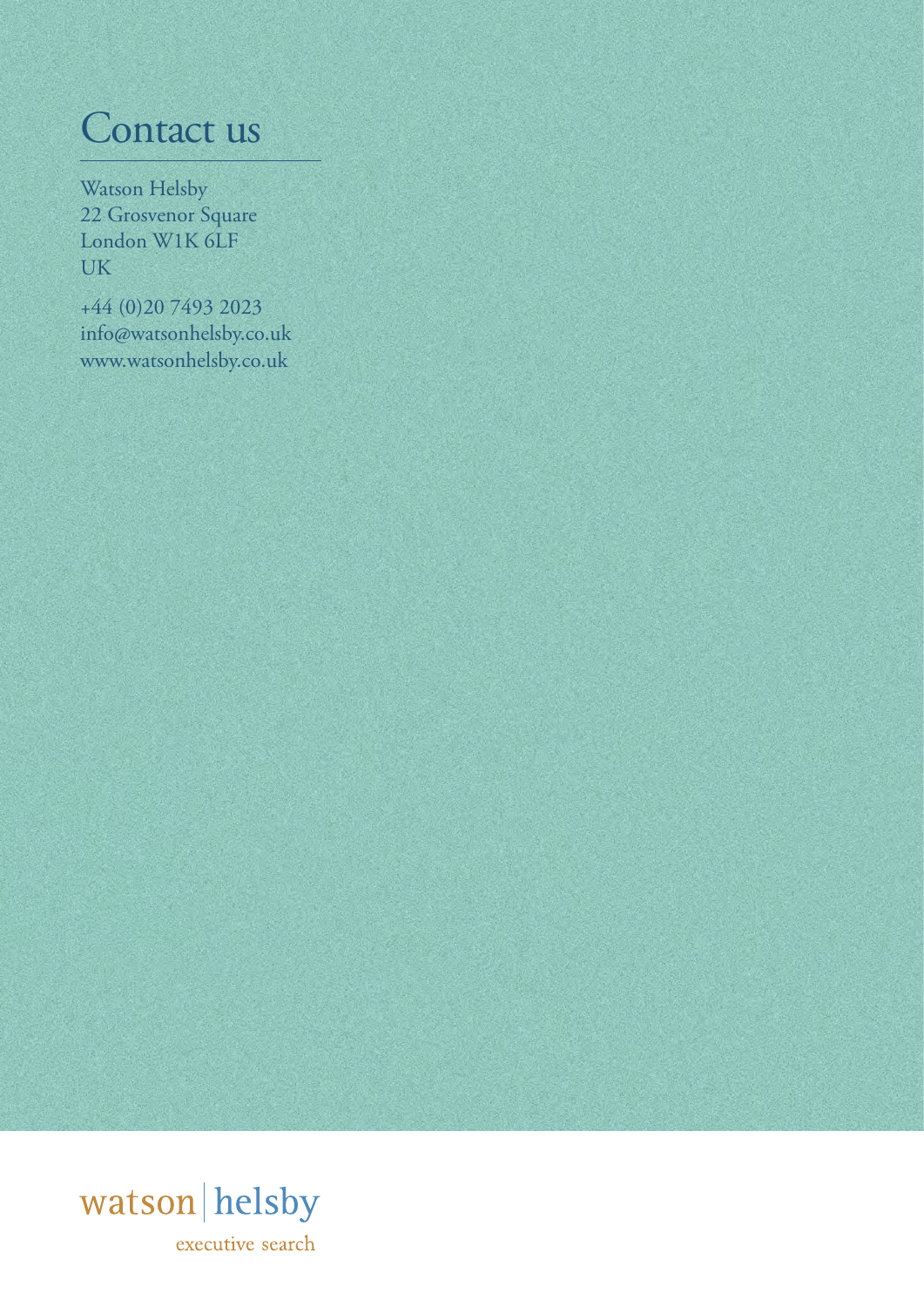# Contact us

Watson Helsby
22 Grosvenor Square
London W1K 6LF
UK

+44 (0)20 7493 2023
info@watsonhelsby.co.uk
www.watsonhelsby.co.uk

watson | helsby
executive search